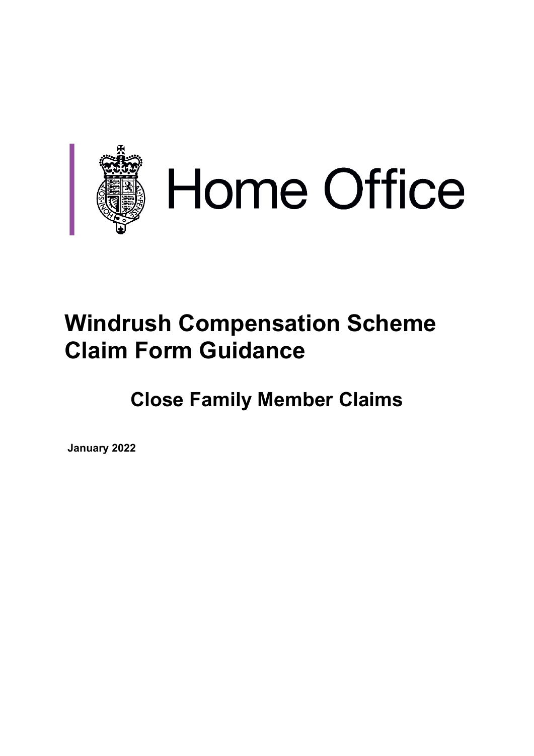Home Office

# Windrush Compensation Scheme Claim Form Guidance

## Close Family Member Claims

**January 2022**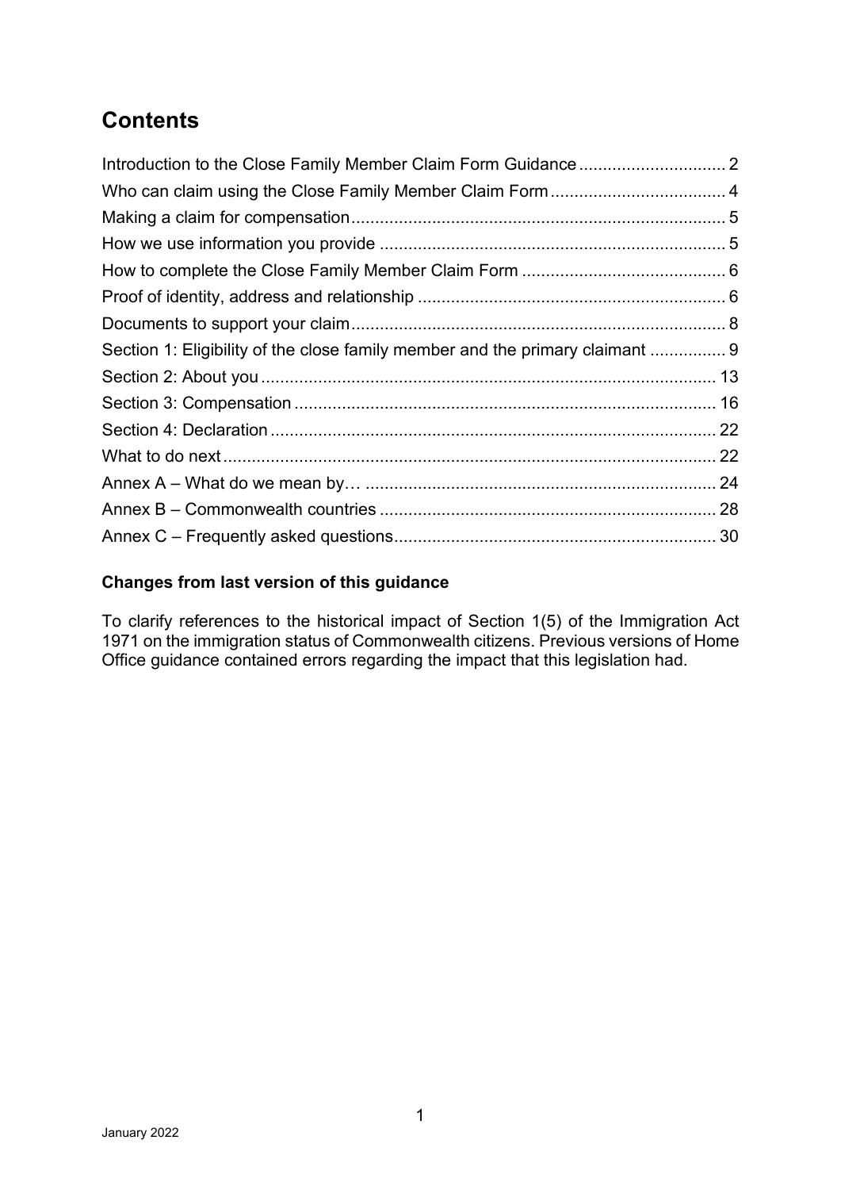# Contents

Introduction to the Close Family Member Claim Form Guidance ............................... 2
Who can claim using the Close Family Member Claim Form ..................................... 4
Making a claim for compensation .............................................................................. 5
How we use information you provide ......................................................................... 5
How to complete the Close Family Member Claim Form ........................................... 6
Proof of identity, address and relationship ................................................................ 6
Documents to support your claim .............................................................................. 8
Section 1: Eligibility of the close family member and the primary claimant ................ 9
Section 2: About you ................................................................................................ 13
Section 3: Compensation ......................................................................................... 16
Section 4: Declaration .............................................................................................. 22
What to do next ........................................................................................................ 22
Annex A – What do we mean by… .......................................................................... 24
Annex B – Commonwealth countries ....................................................................... 28
Annex C – Frequently asked questions .................................................................... 30

**Changes from last version of this guidance**

To clarify references to the historical impact of Section 1(5) of the Immigration Act 1971 on the immigration status of Commonwealth citizens. Previous versions of Home Office guidance contained errors regarding the impact that this legislation had.

January 2022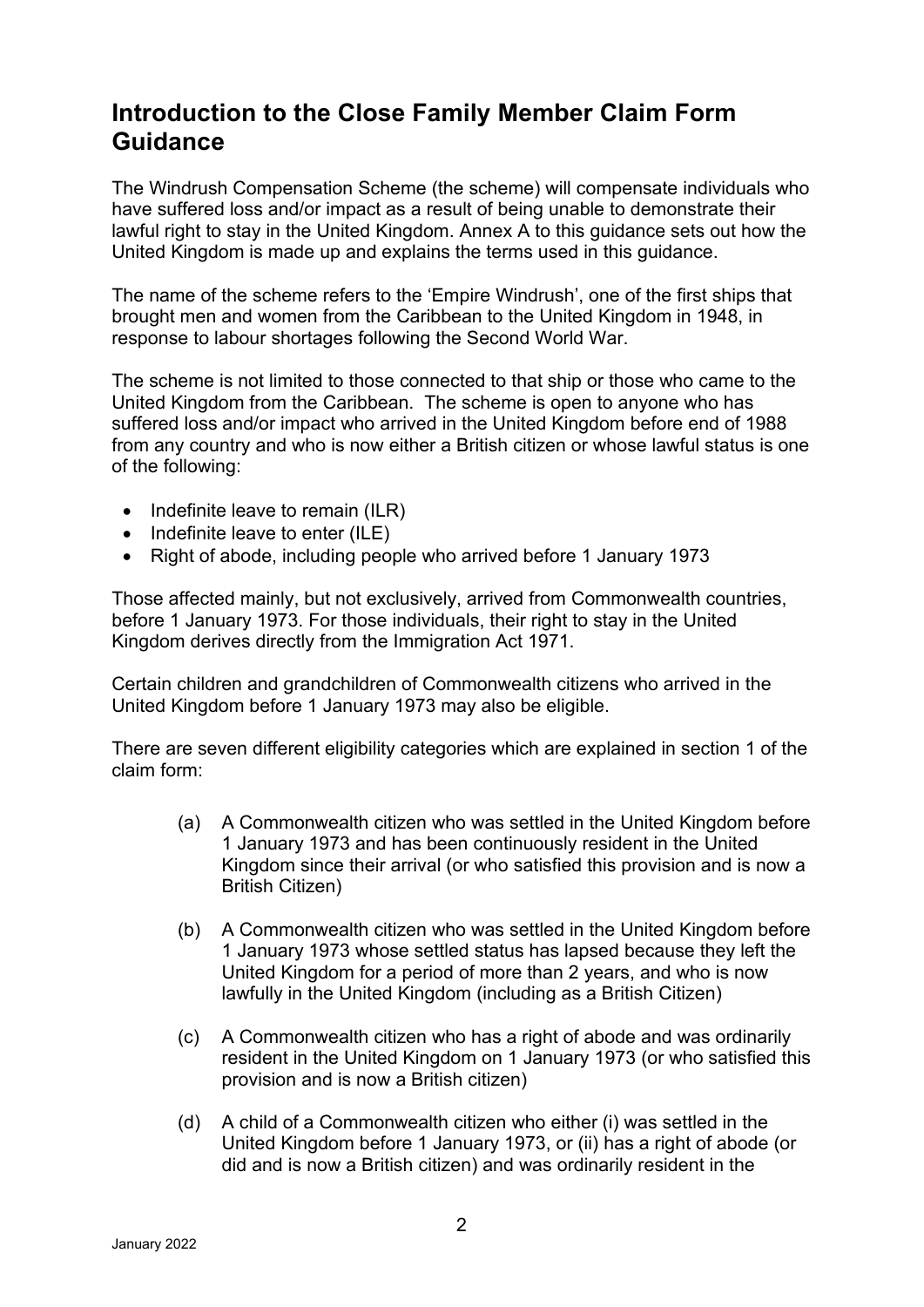## Introduction to the Close Family Member Claim Form Guidance

The Windrush Compensation Scheme (the scheme) will compensate individuals who have suffered loss and/or impact as a result of being unable to demonstrate their lawful right to stay in the United Kingdom. Annex A to this guidance sets out how the United Kingdom is made up and explains the terms used in this guidance.

The name of the scheme refers to the 'Empire Windrush', one of the first ships that brought men and women from the Caribbean to the United Kingdom in 1948, in response to labour shortages following the Second World War.

The scheme is not limited to those connected to that ship or those who came to the United Kingdom from the Caribbean. The scheme is open to anyone who has suffered loss and/or impact who arrived in the United Kingdom before end of 1988 from any country and who is now either a British citizen or whose lawful status is one of the following:

- Indefinite leave to remain (ILR)
- Indefinite leave to enter (ILE)
- Right of abode, including people who arrived before 1 January 1973

Those affected mainly, but not exclusively, arrived from Commonwealth countries, before 1 January 1973. For those individuals, their right to stay in the United Kingdom derives directly from the Immigration Act 1971.

Certain children and grandchildren of Commonwealth citizens who arrived in the United Kingdom before 1 January 1973 may also be eligible.

There are seven different eligibility categories which are explained in section 1 of the claim form:

(a) A Commonwealth citizen who was settled in the United Kingdom before 1 January 1973 and has been continuously resident in the United Kingdom since their arrival (or who satisfied this provision and is now a British Citizen)

(b) A Commonwealth citizen who was settled in the United Kingdom before 1 January 1973 whose settled status has lapsed because they left the United Kingdom for a period of more than 2 years, and who is now lawfully in the United Kingdom (including as a British Citizen)

(c) A Commonwealth citizen who has a right of abode and was ordinarily resident in the United Kingdom on 1 January 1973 (or who satisfied this provision and is now a British citizen)

(d) A child of a Commonwealth citizen who either (i) was settled in the United Kingdom before 1 January 1973, or (ii) has a right of abode (or did and is now a British citizen) and was ordinarily resident in the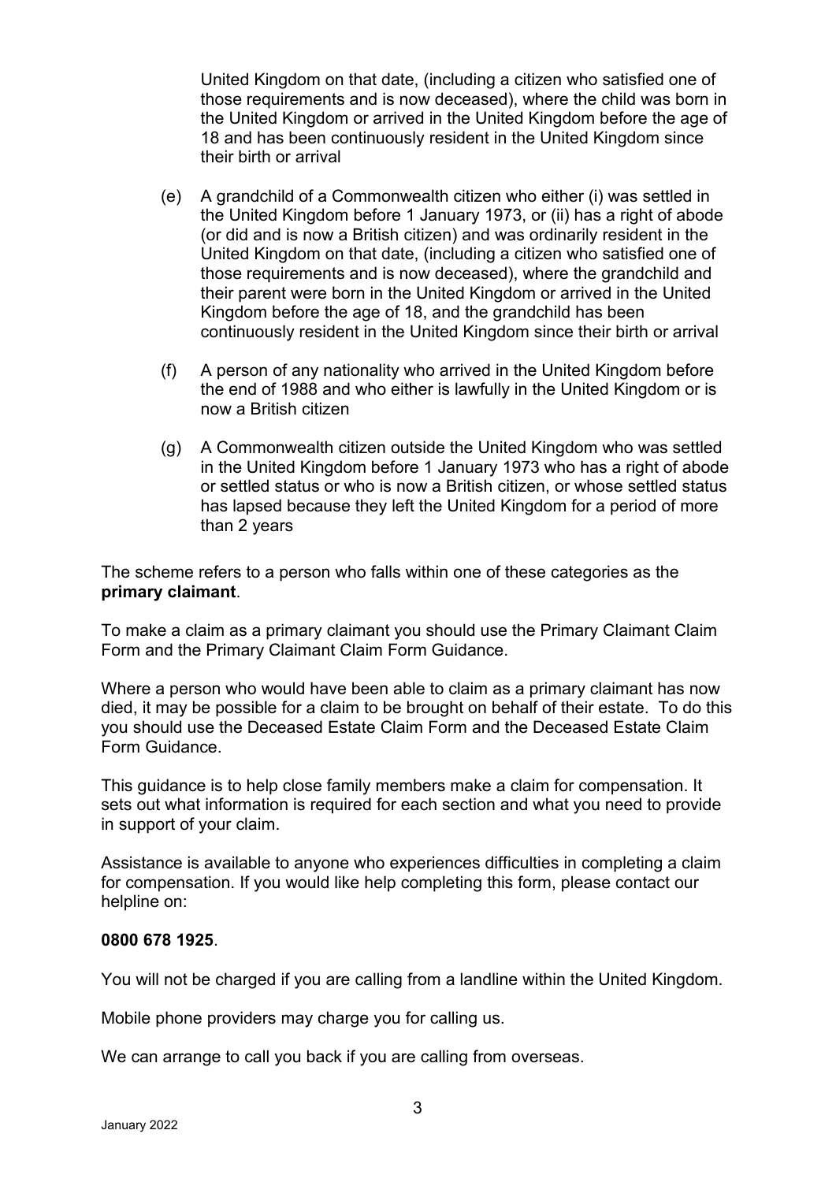United Kingdom on that date, (including a citizen who satisfied one of those requirements and is now deceased), where the child was born in the United Kingdom or arrived in the United Kingdom before the age of 18 and has been continuously resident in the United Kingdom since their birth or arrival

(e) A grandchild of a Commonwealth citizen who either (i) was settled in the United Kingdom before 1 January 1973, or (ii) has a right of abode (or did and is now a British citizen) and was ordinarily resident in the United Kingdom on that date, (including a citizen who satisfied one of those requirements and is now deceased), where the grandchild and their parent were born in the United Kingdom or arrived in the United Kingdom before the age of 18, and the grandchild has been continuously resident in the United Kingdom since their birth or arrival

(f) A person of any nationality who arrived in the United Kingdom before the end of 1988 and who either is lawfully in the United Kingdom or is now a British citizen

(g) A Commonwealth citizen outside the United Kingdom who was settled in the United Kingdom before 1 January 1973 who has a right of abode or settled status or who is now a British citizen, or whose settled status has lapsed because they left the United Kingdom for a period of more than 2 years

The scheme refers to a person who falls within one of these categories as the **primary claimant**.

To make a claim as a primary claimant you should use the Primary Claimant Claim Form and the Primary Claimant Claim Form Guidance.

Where a person who would have been able to claim as a primary claimant has now died, it may be possible for a claim to be brought on behalf of their estate. To do this you should use the Deceased Estate Claim Form and the Deceased Estate Claim Form Guidance.

This guidance is to help close family members make a claim for compensation. It sets out what information is required for each section and what you need to provide in support of your claim.

Assistance is available to anyone who experiences difficulties in completing a claim for compensation. If you would like help completing this form, please contact our helpline on:

**0800 678 1925**.

You will not be charged if you are calling from a landline within the United Kingdom.

Mobile phone providers may charge you for calling us.

We can arrange to call you back if you are calling from overseas.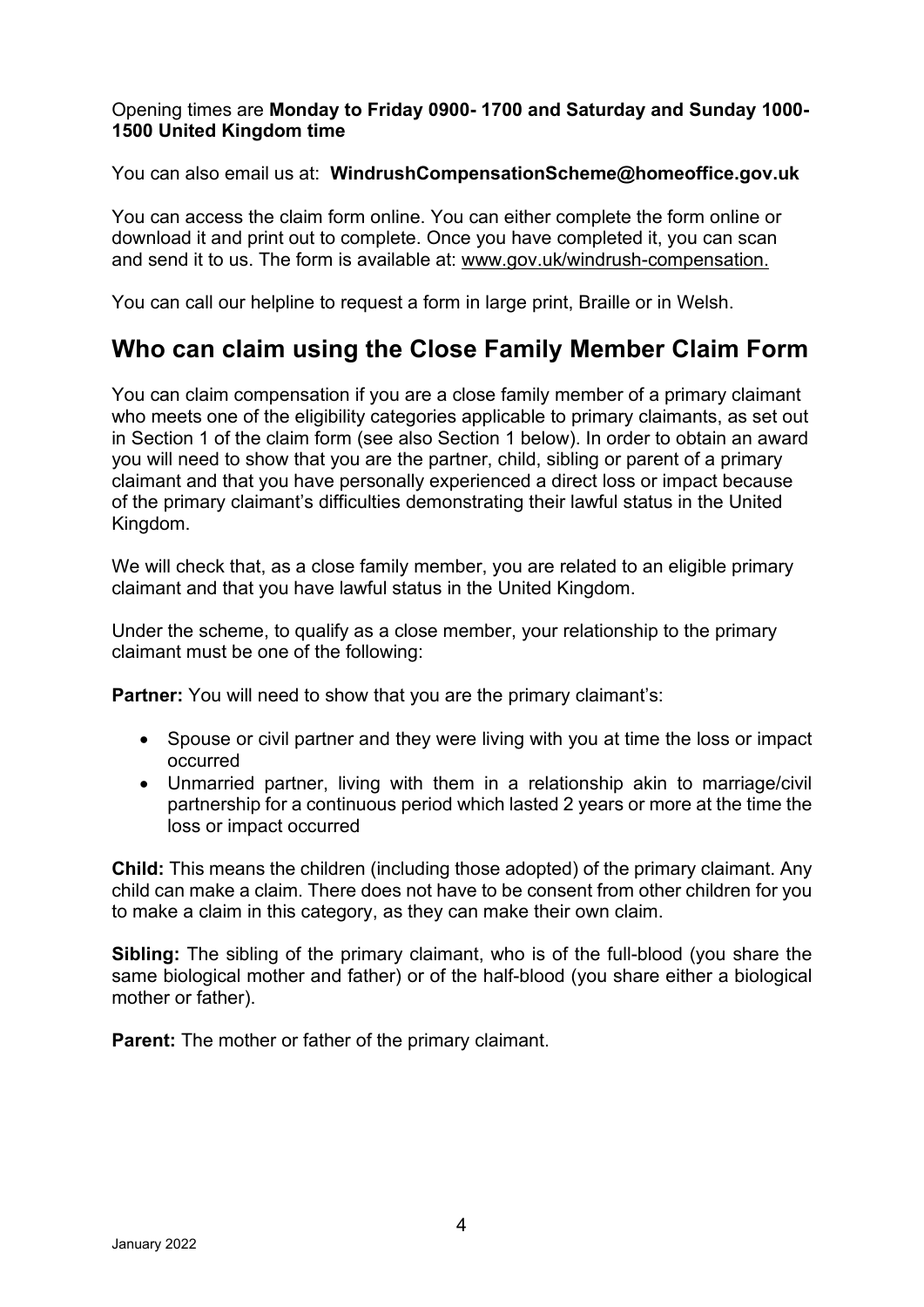Opening times are **Monday to Friday 0900- 1700 and Saturday and Sunday 1000-1500 United Kingdom time**

You can also email us at: **WindrushCompensationScheme@homeoffice.gov.uk**

You can access the claim form online. You can either complete the form online or download it and print out to complete. Once you have completed it, you can scan and send it to us. The form is available at: www.gov.uk/windrush-compensation.

You can call our helpline to request a form in large print, Braille or in Welsh.

## Who can claim using the Close Family Member Claim Form

You can claim compensation if you are a close family member of a primary claimant who meets one of the eligibility categories applicable to primary claimants, as set out in Section 1 of the claim form (see also Section 1 below). In order to obtain an award you will need to show that you are the partner, child, sibling or parent of a primary claimant and that you have personally experienced a direct loss or impact because of the primary claimant's difficulties demonstrating their lawful status in the United Kingdom.

We will check that, as a close family member, you are related to an eligible primary claimant and that you have lawful status in the United Kingdom.

Under the scheme, to qualify as a close member, your relationship to the primary claimant must be one of the following:

**Partner:** You will need to show that you are the primary claimant's:

- Spouse or civil partner and they were living with you at time the loss or impact occurred
- Unmarried partner, living with them in a relationship akin to marriage/civil partnership for a continuous period which lasted 2 years or more at the time the loss or impact occurred

**Child:** This means the children (including those adopted) of the primary claimant. Any child can make a claim. There does not have to be consent from other children for you to make a claim in this category, as they can make their own claim.

**Sibling:** The sibling of the primary claimant, who is of the full-blood (you share the same biological mother and father) or of the half-blood (you share either a biological mother or father).

**Parent:** The mother or father of the primary claimant.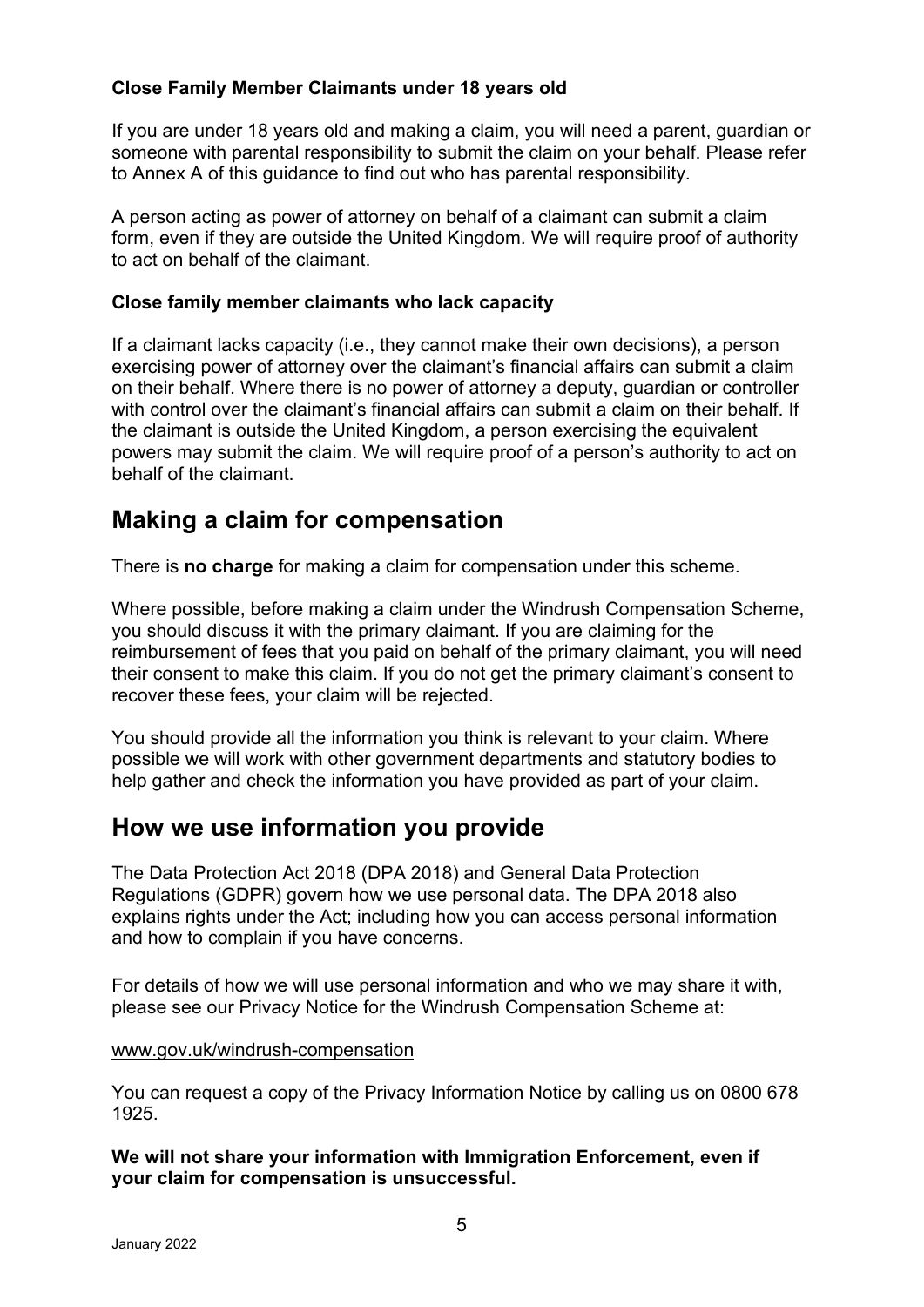**Close Family Member Claimants under 18 years old**

If you are under 18 years old and making a claim, you will need a parent, guardian or someone with parental responsibility to submit the claim on your behalf. Please refer to Annex A of this guidance to find out who has parental responsibility.

A person acting as power of attorney on behalf of a claimant can submit a claim form, even if they are outside the United Kingdom. We will require proof of authority to act on behalf of the claimant.

**Close family member claimants who lack capacity**

If a claimant lacks capacity (i.e., they cannot make their own decisions), a person exercising power of attorney over the claimant's financial affairs can submit a claim on their behalf. Where there is no power of attorney a deputy, guardian or controller with control over the claimant's financial affairs can submit a claim on their behalf. If the claimant is outside the United Kingdom, a person exercising the equivalent powers may submit the claim. We will require proof of a person's authority to act on behalf of the claimant.

## Making a claim for compensation

There is **no charge** for making a claim for compensation under this scheme.

Where possible, before making a claim under the Windrush Compensation Scheme, you should discuss it with the primary claimant. If you are claiming for the reimbursement of fees that you paid on behalf of the primary claimant, you will need their consent to make this claim. If you do not get the primary claimant's consent to recover these fees, your claim will be rejected.

You should provide all the information you think is relevant to your claim. Where possible we will work with other government departments and statutory bodies to help gather and check the information you have provided as part of your claim.

## How we use information you provide

The Data Protection Act 2018 (DPA 2018) and General Data Protection Regulations (GDPR) govern how we use personal data. The DPA 2018 also explains rights under the Act; including how you can access personal information and how to complain if you have concerns.

For details of how we will use personal information and who we may share it with, please see our Privacy Notice for the Windrush Compensation Scheme at:

www.gov.uk/windrush-compensation

You can request a copy of the Privacy Information Notice by calling us on 0800 678 1925.

**We will not share your information with Immigration Enforcement, even if your claim for compensation is unsuccessful.**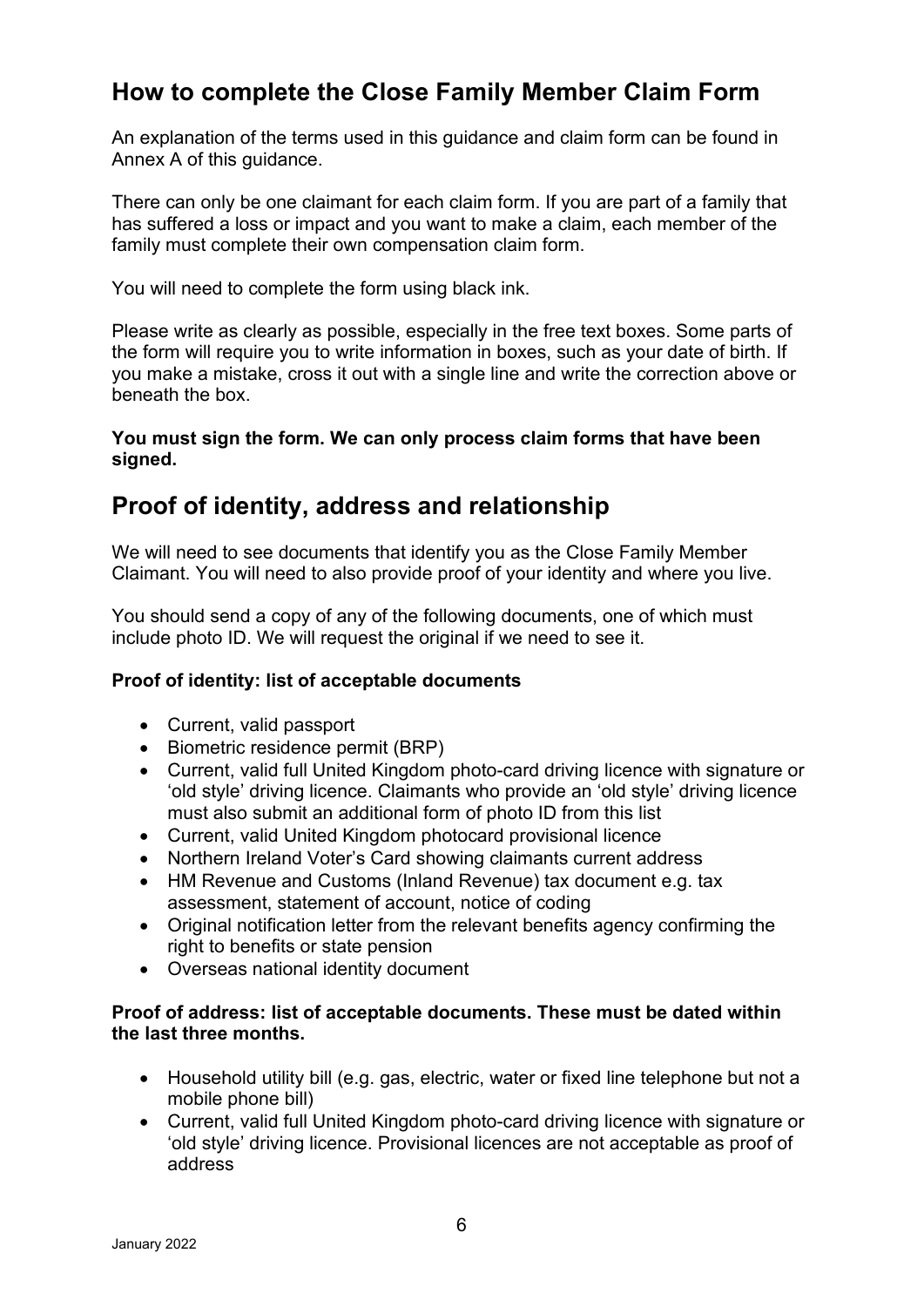## How to complete the Close Family Member Claim Form

An explanation of the terms used in this guidance and claim form can be found in Annex A of this guidance.

There can only be one claimant for each claim form. If you are part of a family that has suffered a loss or impact and you want to make a claim, each member of the family must complete their own compensation claim form.

You will need to complete the form using black ink.

Please write as clearly as possible, especially in the free text boxes. Some parts of the form will require you to write information in boxes, such as your date of birth. If you make a mistake, cross it out with a single line and write the correction above or beneath the box.

**You must sign the form. We can only process claim forms that have been signed.**

## Proof of identity, address and relationship

We will need to see documents that identify you as the Close Family Member Claimant. You will need to also provide proof of your identity and where you live.

You should send a copy of any of the following documents, one of which must include photo ID. We will request the original if we need to see it.

**Proof of identity: list of acceptable documents**

- Current, valid passport
- Biometric residence permit (BRP)
- Current, valid full United Kingdom photo-card driving licence with signature or 'old style' driving licence. Claimants who provide an 'old style' driving licence must also submit an additional form of photo ID from this list
- Current, valid United Kingdom photocard provisional licence
- Northern Ireland Voter's Card showing claimants current address
- HM Revenue and Customs (Inland Revenue) tax document e.g. tax assessment, statement of account, notice of coding
- Original notification letter from the relevant benefits agency confirming the right to benefits or state pension
- Overseas national identity document

**Proof of address: list of acceptable documents. These must be dated within the last three months.**

- Household utility bill (e.g. gas, electric, water or fixed line telephone but not a mobile phone bill)
- Current, valid full United Kingdom photo-card driving licence with signature or 'old style' driving licence. Provisional licences are not acceptable as proof of address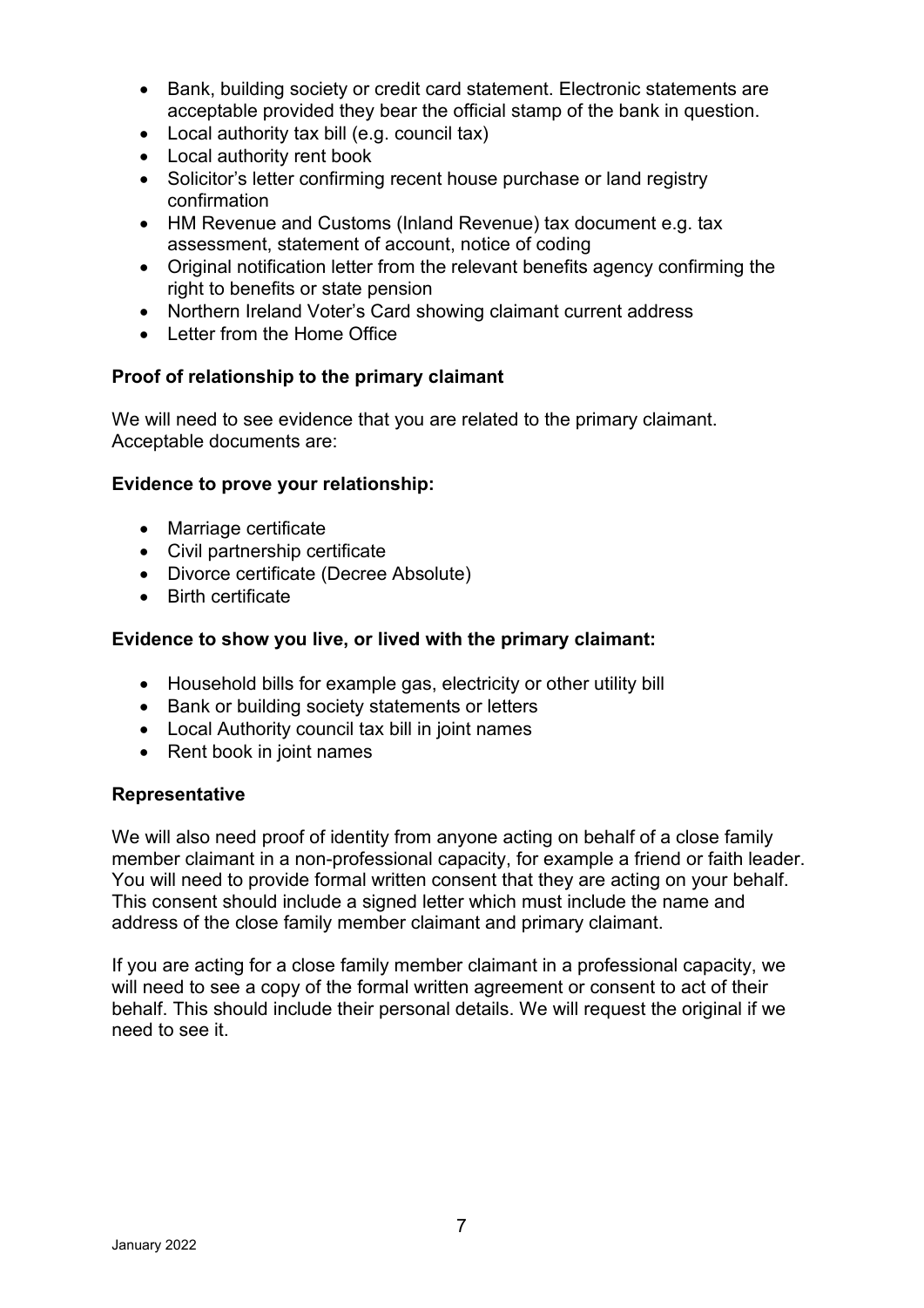- Bank, building society or credit card statement. Electronic statements are acceptable provided they bear the official stamp of the bank in question.
- Local authority tax bill (e.g. council tax)
- Local authority rent book
- Solicitor's letter confirming recent house purchase or land registry confirmation
- HM Revenue and Customs (Inland Revenue) tax document e.g. tax assessment, statement of account, notice of coding
- Original notification letter from the relevant benefits agency confirming the right to benefits or state pension
- Northern Ireland Voter's Card showing claimant current address
- Letter from the Home Office

**Proof of relationship to the primary claimant**

We will need to see evidence that you are related to the primary claimant. Acceptable documents are:

**Evidence to prove your relationship:**

- Marriage certificate
- Civil partnership certificate
- Divorce certificate (Decree Absolute)
- Birth certificate

**Evidence to show you live, or lived with the primary claimant:**

- Household bills for example gas, electricity or other utility bill
- Bank or building society statements or letters
- Local Authority council tax bill in joint names
- Rent book in joint names

**Representative**

We will also need proof of identity from anyone acting on behalf of a close family member claimant in a non-professional capacity, for example a friend or faith leader. You will need to provide formal written consent that they are acting on your behalf. This consent should include a signed letter which must include the name and address of the close family member claimant and primary claimant.

If you are acting for a close family member claimant in a professional capacity, we will need to see a copy of the formal written agreement or consent to act of their behalf. This should include their personal details. We will request the original if we need to see it.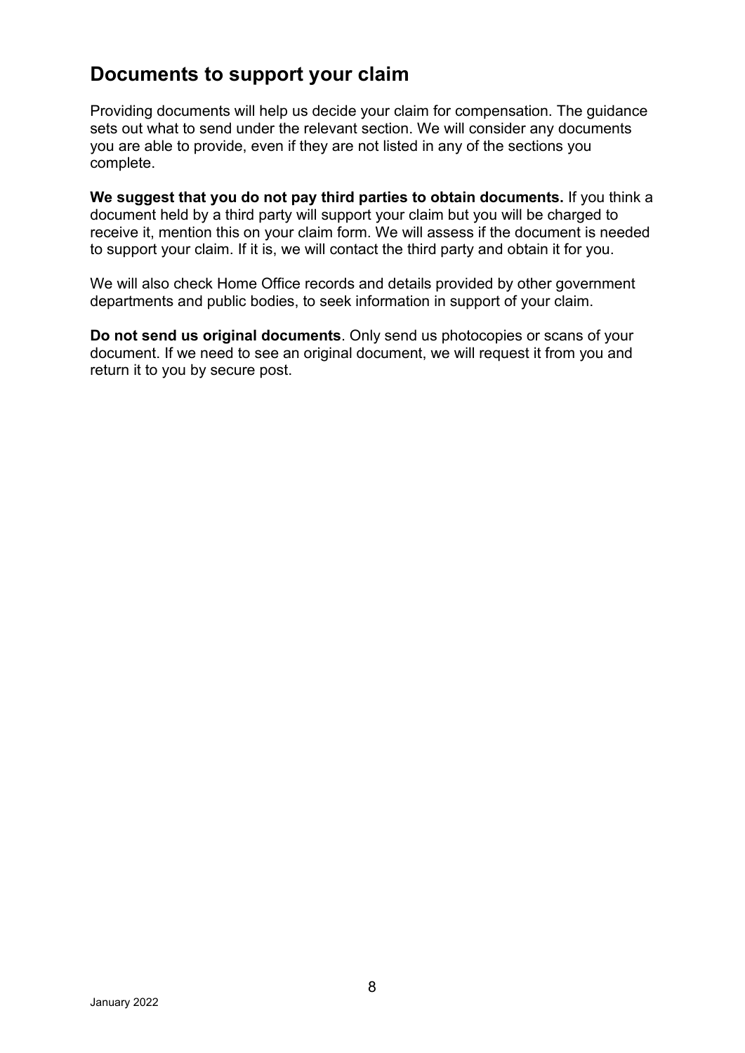## Documents to support your claim

Providing documents will help us decide your claim for compensation. The guidance sets out what to send under the relevant section. We will consider any documents you are able to provide, even if they are not listed in any of the sections you complete.

**We suggest that you do not pay third parties to obtain documents.** If you think a document held by a third party will support your claim but you will be charged to receive it, mention this on your claim form. We will assess if the document is needed to support your claim. If it is, we will contact the third party and obtain it for you.

We will also check Home Office records and details provided by other government departments and public bodies, to seek information in support of your claim.

**Do not send us original documents**. Only send us photocopies or scans of your document. If we need to see an original document, we will request it from you and return it to you by secure post.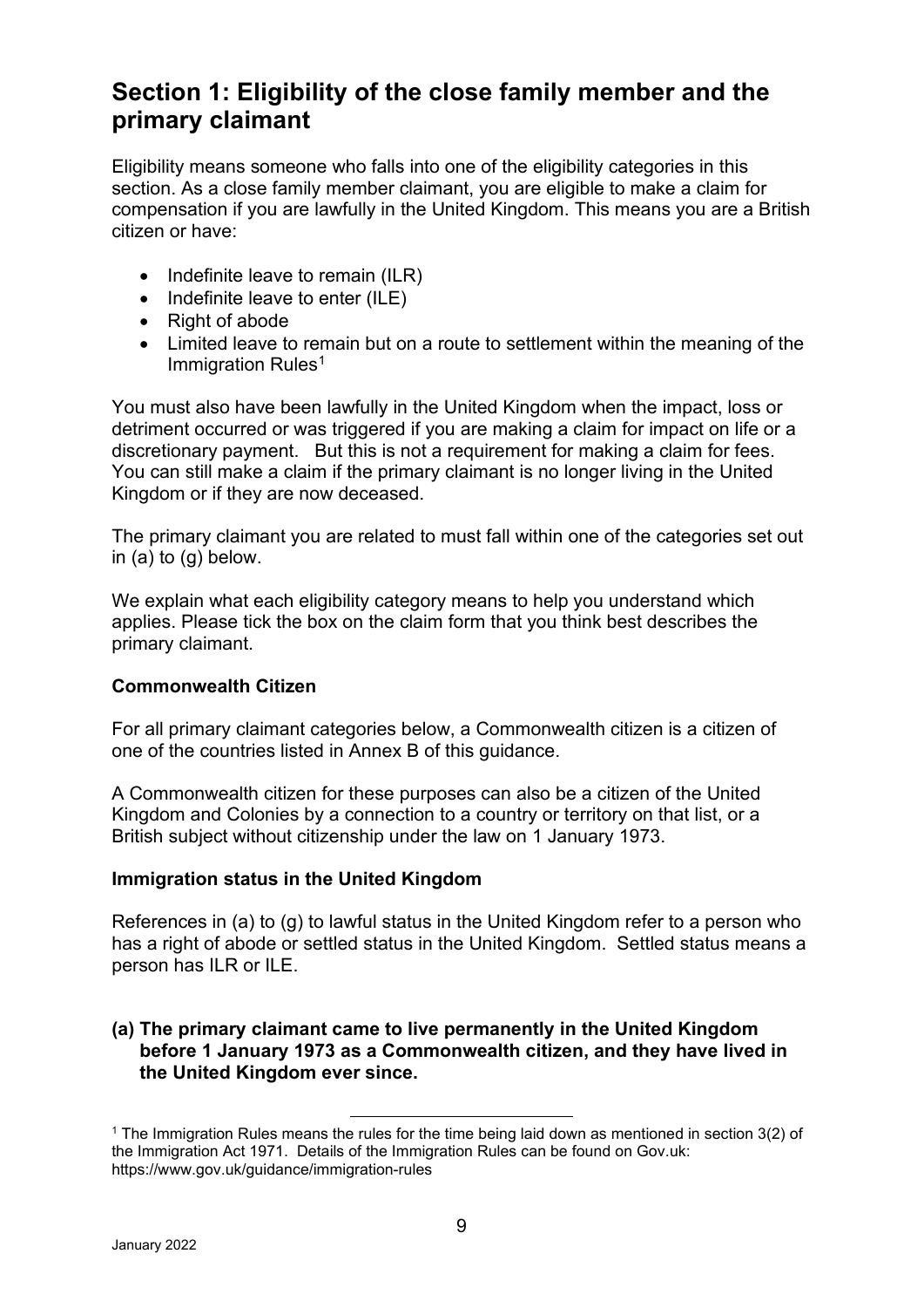## Section 1: Eligibility of the close family member and the primary claimant

Eligibility means someone who falls into one of the eligibility categories in this section. As a close family member claimant, you are eligible to make a claim for compensation if you are lawfully in the United Kingdom. This means you are a British citizen or have:

- Indefinite leave to remain (ILR)
- Indefinite leave to enter (ILE)
- Right of abode
- Limited leave to remain but on a route to settlement within the meaning of the Immigration Rules[1]

You must also have been lawfully in the United Kingdom when the impact, loss or detriment occurred or was triggered if you are making a claim for impact on life or a discretionary payment. But this is not a requirement for making a claim for fees. You can still make a claim if the primary claimant is no longer living in the United Kingdom or if they are now deceased.

The primary claimant you are related to must fall within one of the categories set out in (a) to (g) below.

We explain what each eligibility category means to help you understand which applies. Please tick the box on the claim form that you think best describes the primary claimant.

**Commonwealth Citizen**

For all primary claimant categories below, a Commonwealth citizen is a citizen of one of the countries listed in Annex B of this guidance.

A Commonwealth citizen for these purposes can also be a citizen of the United Kingdom and Colonies by a connection to a country or territory on that list, or a British subject without citizenship under the law on 1 January 1973.

**Immigration status in the United Kingdom**

References in (a) to (g) to lawful status in the United Kingdom refer to a person who has a right of abode or settled status in the United Kingdom. Settled status means a person has ILR or ILE.

**(a) The primary claimant came to live permanently in the United Kingdom before 1 January 1973 as a Commonwealth citizen, and they have lived in the United Kingdom ever since.**

[1] The Immigration Rules means the rules for the time being laid down as mentioned in section 3(2) of the Immigration Act 1971. Details of the Immigration Rules can be found on Gov.uk: https://www.gov.uk/guidance/immigration-rules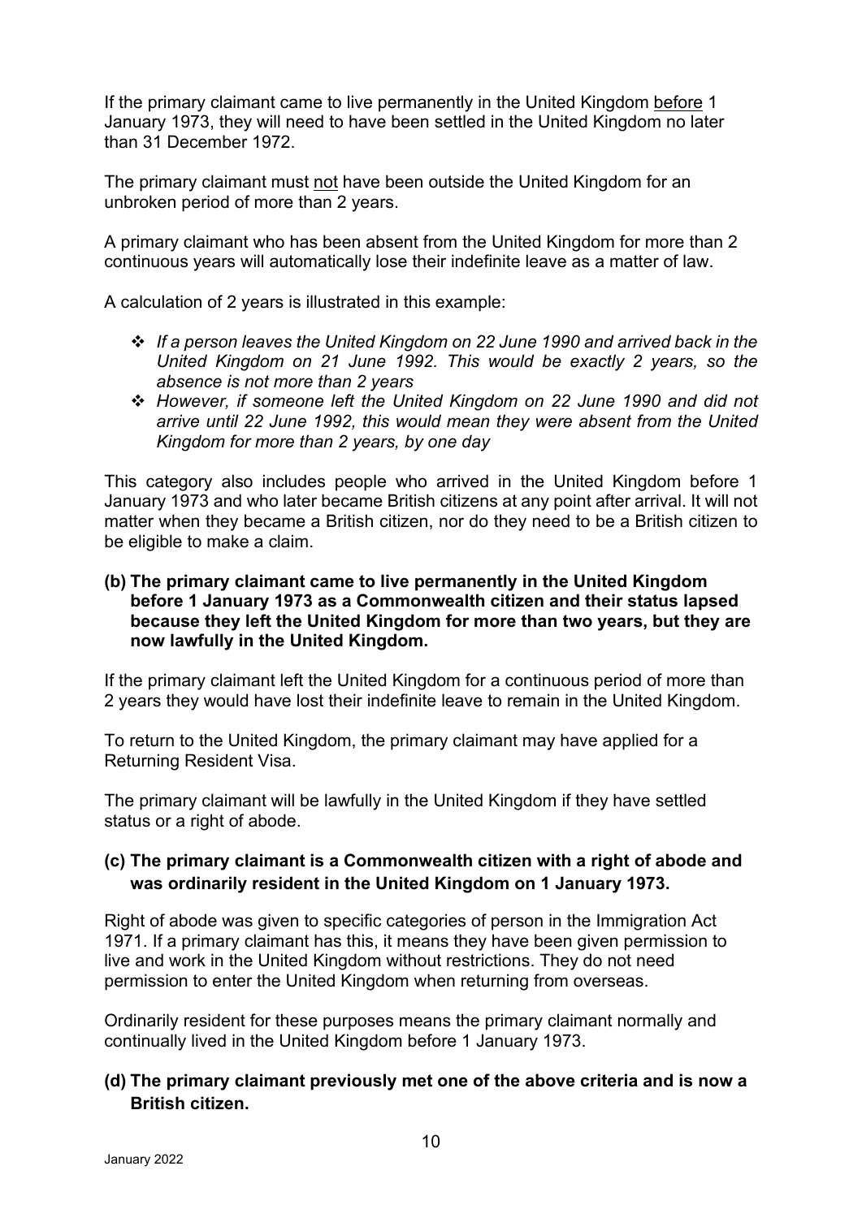If the primary claimant came to live permanently in the United Kingdom before 1 January 1973, they will need to have been settled in the United Kingdom no later than 31 December 1972.

The primary claimant must not have been outside the United Kingdom for an unbroken period of more than 2 years.

A primary claimant who has been absent from the United Kingdom for more than 2 continuous years will automatically lose their indefinite leave as a matter of law.

A calculation of 2 years is illustrated in this example:

- *If a person leaves the United Kingdom on 22 June 1990 and arrived back in the United Kingdom on 21 June 1992. This would be exactly 2 years, so the absence is not more than 2 years*
- *However, if someone left the United Kingdom on 22 June 1990 and did not arrive until 22 June 1992, this would mean they were absent from the United Kingdom for more than 2 years, by one day*

This category also includes people who arrived in the United Kingdom before 1 January 1973 and who later became British citizens at any point after arrival. It will not matter when they became a British citizen, nor do they need to be a British citizen to be eligible to make a claim.

**(b) The primary claimant came to live permanently in the United Kingdom before 1 January 1973 as a Commonwealth citizen and their status lapsed because they left the United Kingdom for more than two years, but they are now lawfully in the United Kingdom.**

If the primary claimant left the United Kingdom for a continuous period of more than 2 years they would have lost their indefinite leave to remain in the United Kingdom.

To return to the United Kingdom, the primary claimant may have applied for a Returning Resident Visa.

The primary claimant will be lawfully in the United Kingdom if they have settled status or a right of abode.

**(c) The primary claimant is a Commonwealth citizen with a right of abode and was ordinarily resident in the United Kingdom on 1 January 1973.**

Right of abode was given to specific categories of person in the Immigration Act 1971. If a primary claimant has this, it means they have been given permission to live and work in the United Kingdom without restrictions. They do not need permission to enter the United Kingdom when returning from overseas.

Ordinarily resident for these purposes means the primary claimant normally and continually lived in the United Kingdom before 1 January 1973.

**(d) The primary claimant previously met one of the above criteria and is now a British citizen.**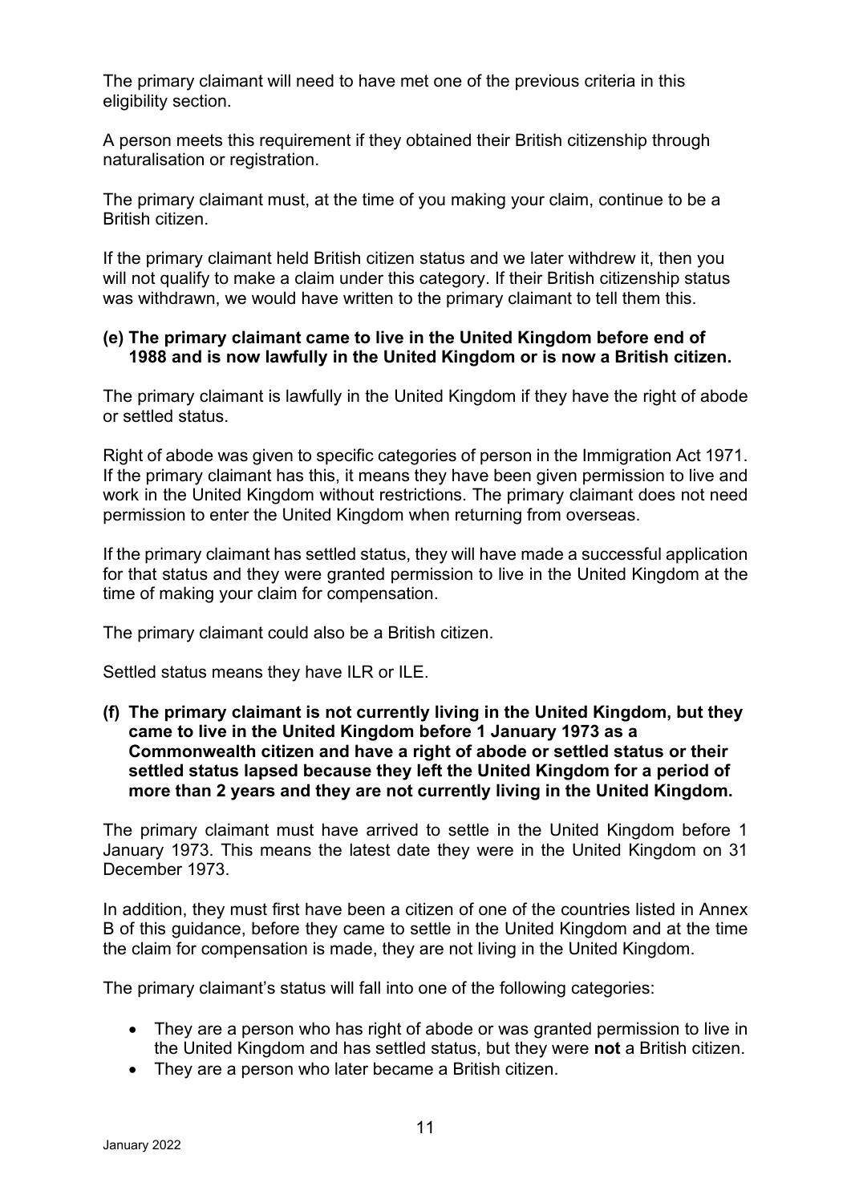The primary claimant will need to have met one of the previous criteria in this eligibility section.

A person meets this requirement if they obtained their British citizenship through naturalisation or registration.

The primary claimant must, at the time of you making your claim, continue to be a British citizen.

If the primary claimant held British citizen status and we later withdrew it, then you will not qualify to make a claim under this category. If their British citizenship status was withdrawn, we would have written to the primary claimant to tell them this.

**(e) The primary claimant came to live in the United Kingdom before end of 1988 and is now lawfully in the United Kingdom or is now a British citizen.**

The primary claimant is lawfully in the United Kingdom if they have the right of abode or settled status.

Right of abode was given to specific categories of person in the Immigration Act 1971. If the primary claimant has this, it means they have been given permission to live and work in the United Kingdom without restrictions. The primary claimant does not need permission to enter the United Kingdom when returning from overseas.

If the primary claimant has settled status, they will have made a successful application for that status and they were granted permission to live in the United Kingdom at the time of making your claim for compensation.

The primary claimant could also be a British citizen.

Settled status means they have ILR or ILE.

**(f) The primary claimant is not currently living in the United Kingdom, but they came to live in the United Kingdom before 1 January 1973 as a Commonwealth citizen and have a right of abode or settled status or their settled status lapsed because they left the United Kingdom for a period of more than 2 years and they are not currently living in the United Kingdom.**

The primary claimant must have arrived to settle in the United Kingdom before 1 January 1973. This means the latest date they were in the United Kingdom on 31 December 1973.

In addition, they must first have been a citizen of one of the countries listed in Annex B of this guidance, before they came to settle in the United Kingdom and at the time the claim for compensation is made, they are not living in the United Kingdom.

The primary claimant's status will fall into one of the following categories:

- They are a person who has right of abode or was granted permission to live in the United Kingdom and has settled status, but they were **not** a British citizen.
- They are a person who later became a British citizen.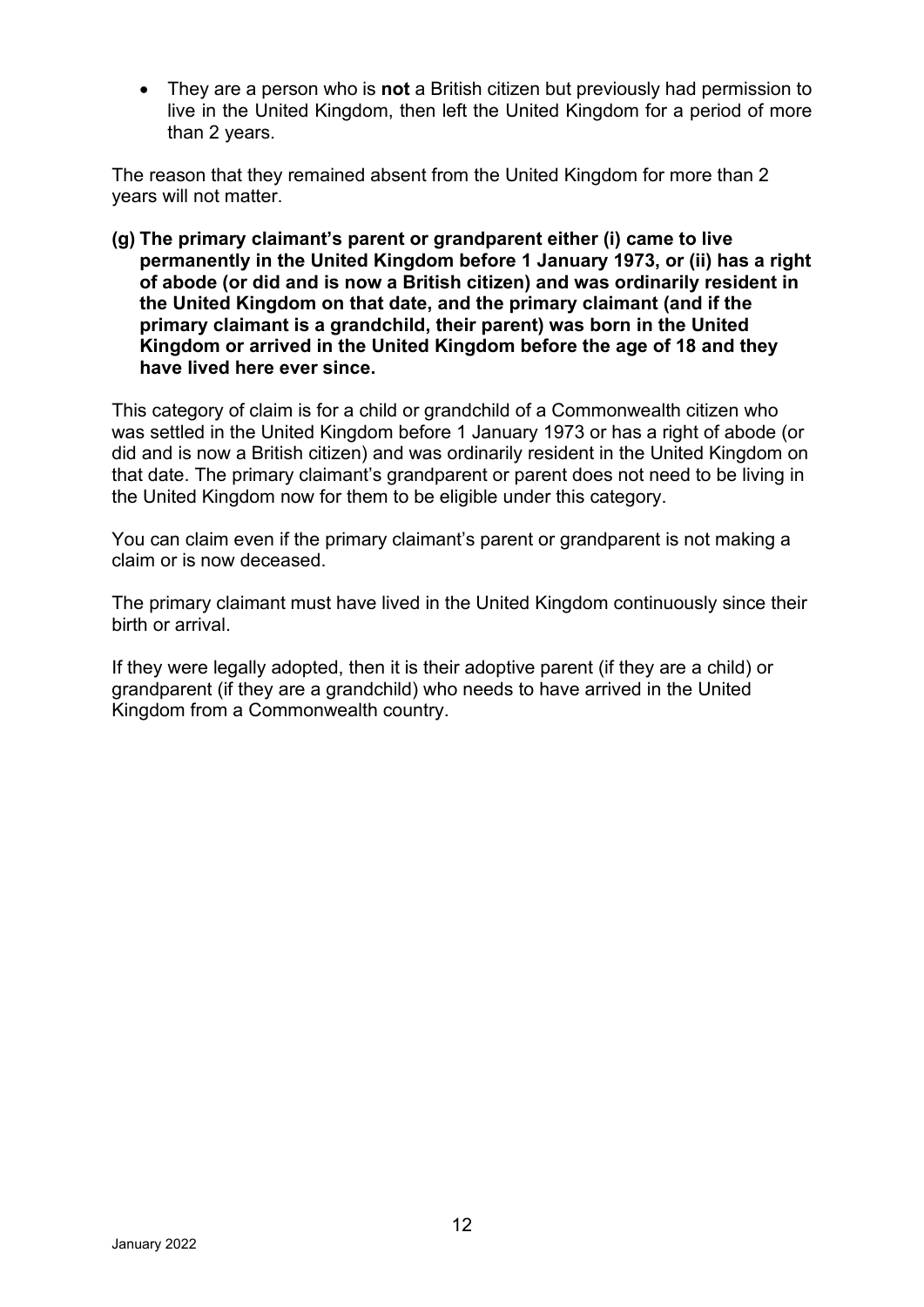- They are a person who is **not** a British citizen but previously had permission to live in the United Kingdom, then left the United Kingdom for a period of more than 2 years.

The reason that they remained absent from the United Kingdom for more than 2 years will not matter.

**(g) The primary claimant's parent or grandparent either (i) came to live permanently in the United Kingdom before 1 January 1973, or (ii) has a right of abode (or did and is now a British citizen) and was ordinarily resident in the United Kingdom on that date, and the primary claimant (and if the primary claimant is a grandchild, their parent) was born in the United Kingdom or arrived in the United Kingdom before the age of 18 and they have lived here ever since.**

This category of claim is for a child or grandchild of a Commonwealth citizen who was settled in the United Kingdom before 1 January 1973 or has a right of abode (or did and is now a British citizen) and was ordinarily resident in the United Kingdom on that date. The primary claimant's grandparent or parent does not need to be living in the United Kingdom now for them to be eligible under this category.

You can claim even if the primary claimant's parent or grandparent is not making a claim or is now deceased.

The primary claimant must have lived in the United Kingdom continuously since their birth or arrival.

If they were legally adopted, then it is their adoptive parent (if they are a child) or grandparent (if they are a grandchild) who needs to have arrived in the United Kingdom from a Commonwealth country.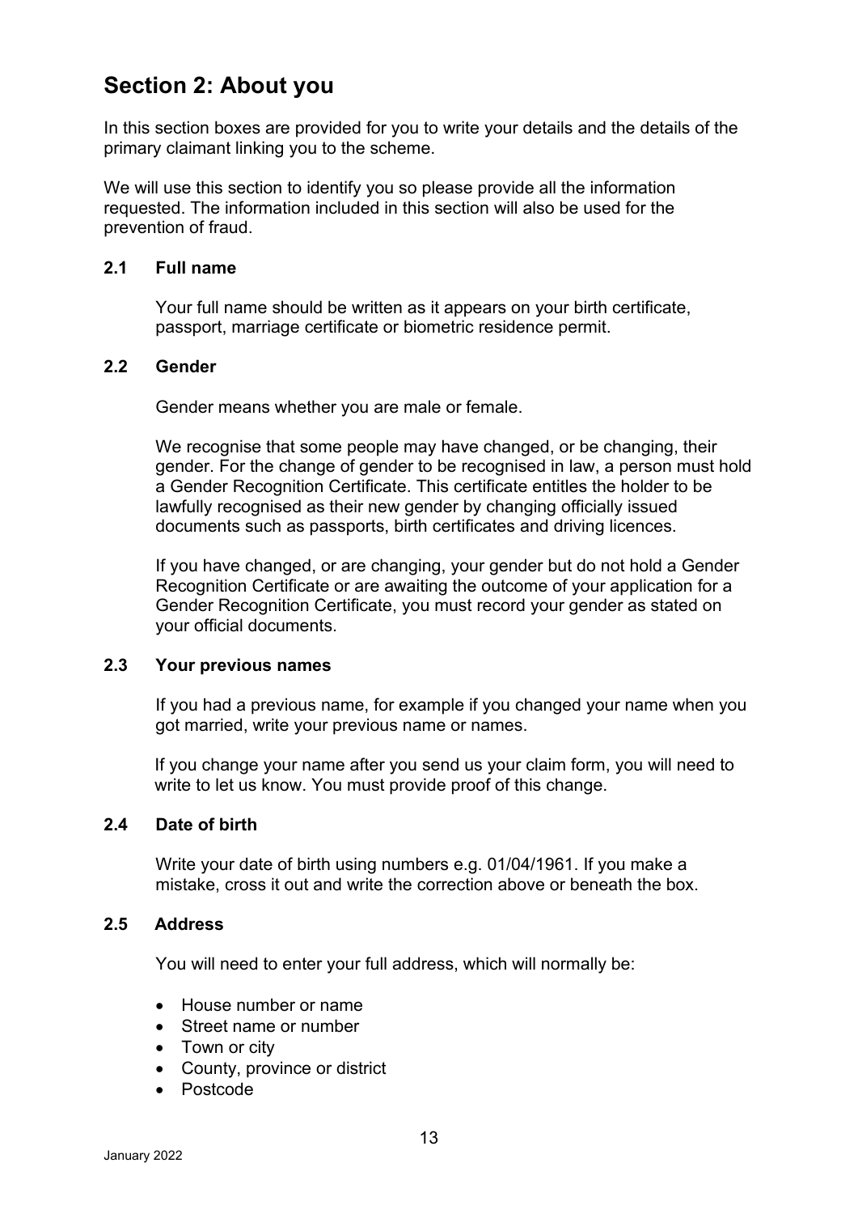## Section 2: About you

In this section boxes are provided for you to write your details and the details of the primary claimant linking you to the scheme.

We will use this section to identify you so please provide all the information requested. The information included in this section will also be used for the prevention of fraud.

### 2.1 Full name

Your full name should be written as it appears on your birth certificate, passport, marriage certificate or biometric residence permit.

### 2.2 Gender

Gender means whether you are male or female.

We recognise that some people may have changed, or be changing, their gender. For the change of gender to be recognised in law, a person must hold a Gender Recognition Certificate. This certificate entitles the holder to be lawfully recognised as their new gender by changing officially issued documents such as passports, birth certificates and driving licences.

If you have changed, or are changing, your gender but do not hold a Gender Recognition Certificate or are awaiting the outcome of your application for a Gender Recognition Certificate, you must record your gender as stated on your official documents.

### 2.3 Your previous names

If you had a previous name, for example if you changed your name when you got married, write your previous name or names.

If you change your name after you send us your claim form, you will need to write to let us know. You must provide proof of this change.

### 2.4 Date of birth

Write your date of birth using numbers e.g. 01/04/1961. If you make a mistake, cross it out and write the correction above or beneath the box.

### 2.5 Address

You will need to enter your full address, which will normally be:

- House number or name
- Street name or number
- Town or city
- County, province or district
- Postcode

January 2022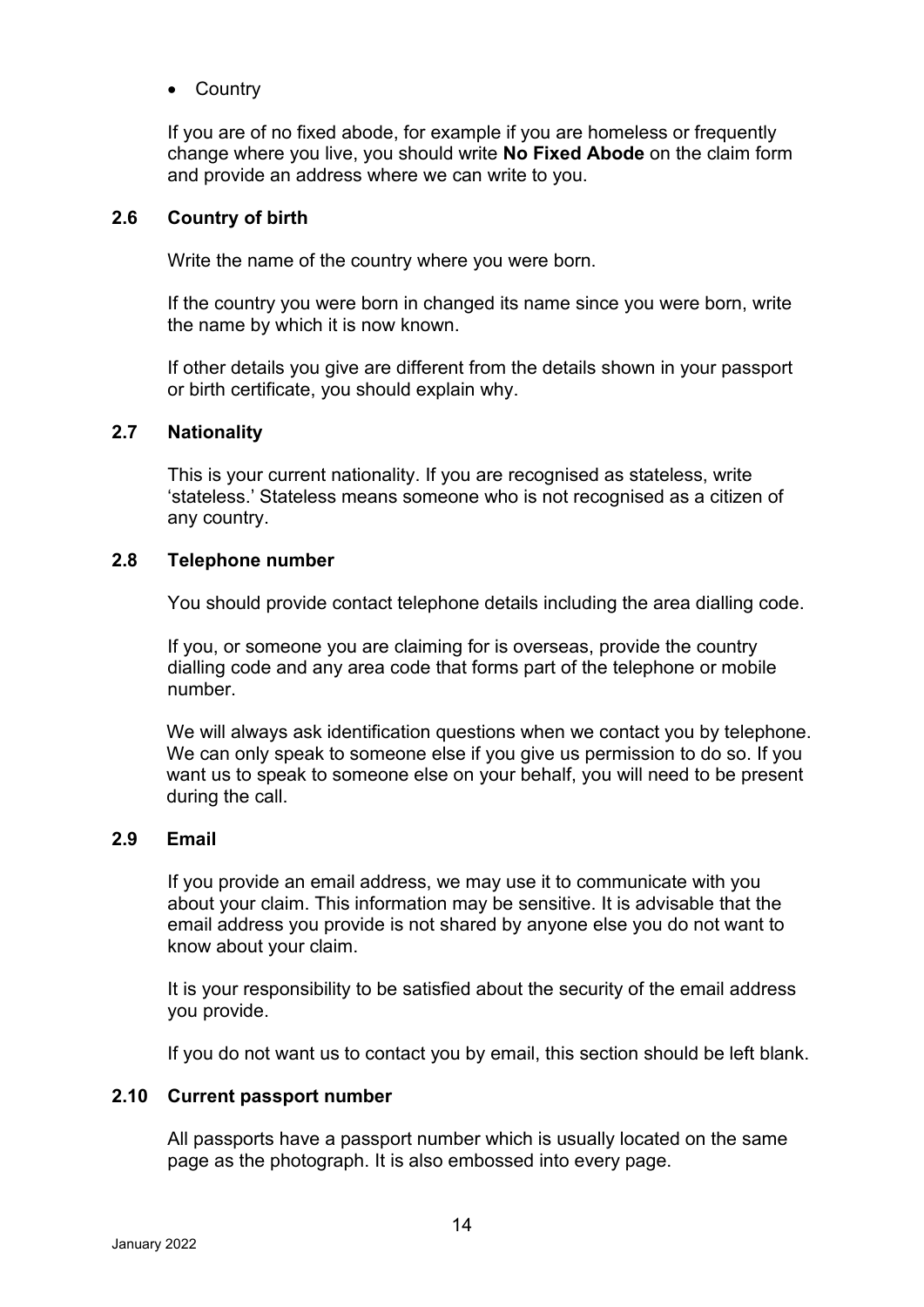- Country

If you are of no fixed abode, for example if you are homeless or frequently change where you live, you should write **No Fixed Abode** on the claim form and provide an address where we can write to you.

### 2.6 Country of birth

Write the name of the country where you were born.

If the country you were born in changed its name since you were born, write the name by which it is now known.

If other details you give are different from the details shown in your passport or birth certificate, you should explain why.

### 2.7 Nationality

This is your current nationality. If you are recognised as stateless, write 'stateless.' Stateless means someone who is not recognised as a citizen of any country.

### 2.8 Telephone number

You should provide contact telephone details including the area dialling code.

If you, or someone you are claiming for is overseas, provide the country dialling code and any area code that forms part of the telephone or mobile number.

We will always ask identification questions when we contact you by telephone. We can only speak to someone else if you give us permission to do so. If you want us to speak to someone else on your behalf, you will need to be present during the call.

### 2.9 Email

If you provide an email address, we may use it to communicate with you about your claim. This information may be sensitive. It is advisable that the email address you provide is not shared by anyone else you do not want to know about your claim.

It is your responsibility to be satisfied about the security of the email address you provide.

If you do not want us to contact you by email, this section should be left blank.

### 2.10 Current passport number

All passports have a passport number which is usually located on the same page as the photograph. It is also embossed into every page.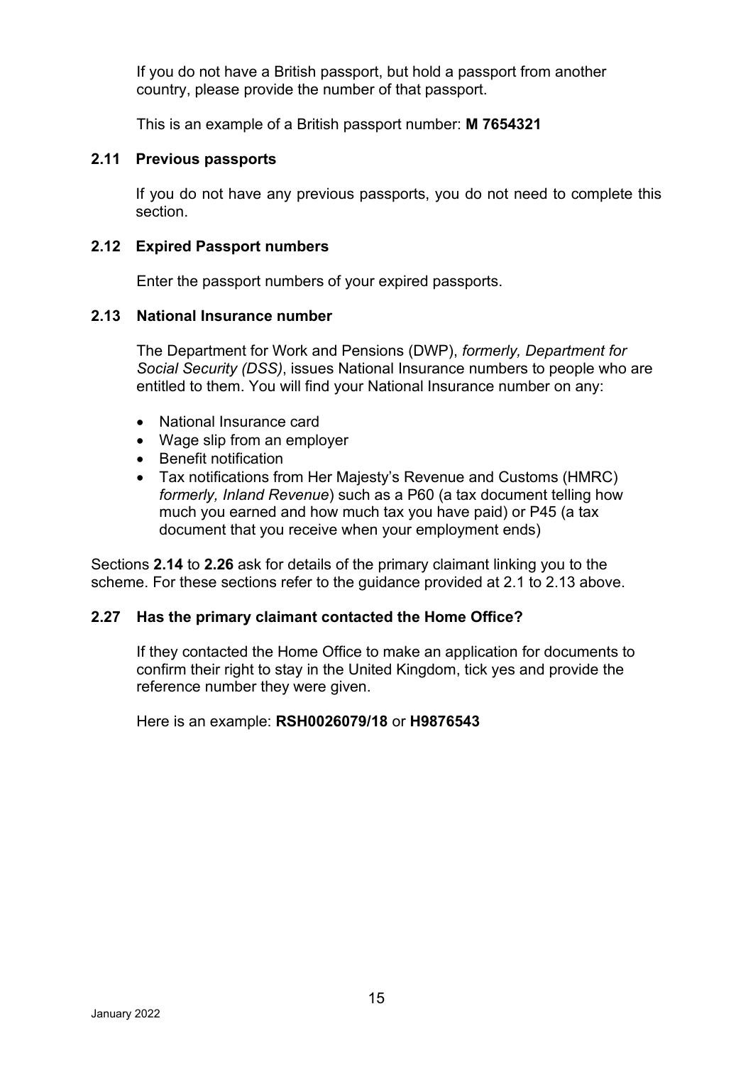If you do not have a British passport, but hold a passport from another country, please provide the number of that passport.

This is an example of a British passport number: **M 7654321**

### 2.11 Previous passports

If you do not have any previous passports, you do not need to complete this section.

### 2.12 Expired Passport numbers

Enter the passport numbers of your expired passports.

### 2.13 National Insurance number

The Department for Work and Pensions (DWP), *formerly, Department for Social Security (DSS)*, issues National Insurance numbers to people who are entitled to them. You will find your National Insurance number on any:

- National Insurance card
- Wage slip from an employer
- Benefit notification
- Tax notifications from Her Majesty's Revenue and Customs (HMRC) *formerly, Inland Revenue*) such as a P60 (a tax document telling how much you earned and how much tax you have paid) or P45 (a tax document that you receive when your employment ends)

Sections **2.14** to **2.26** ask for details of the primary claimant linking you to the scheme. For these sections refer to the guidance provided at 2.1 to 2.13 above.

### 2.27 Has the primary claimant contacted the Home Office?

If they contacted the Home Office to make an application for documents to confirm their right to stay in the United Kingdom, tick yes and provide the reference number they were given.

Here is an example: **RSH0026079/18** or **H9876543**

January 2022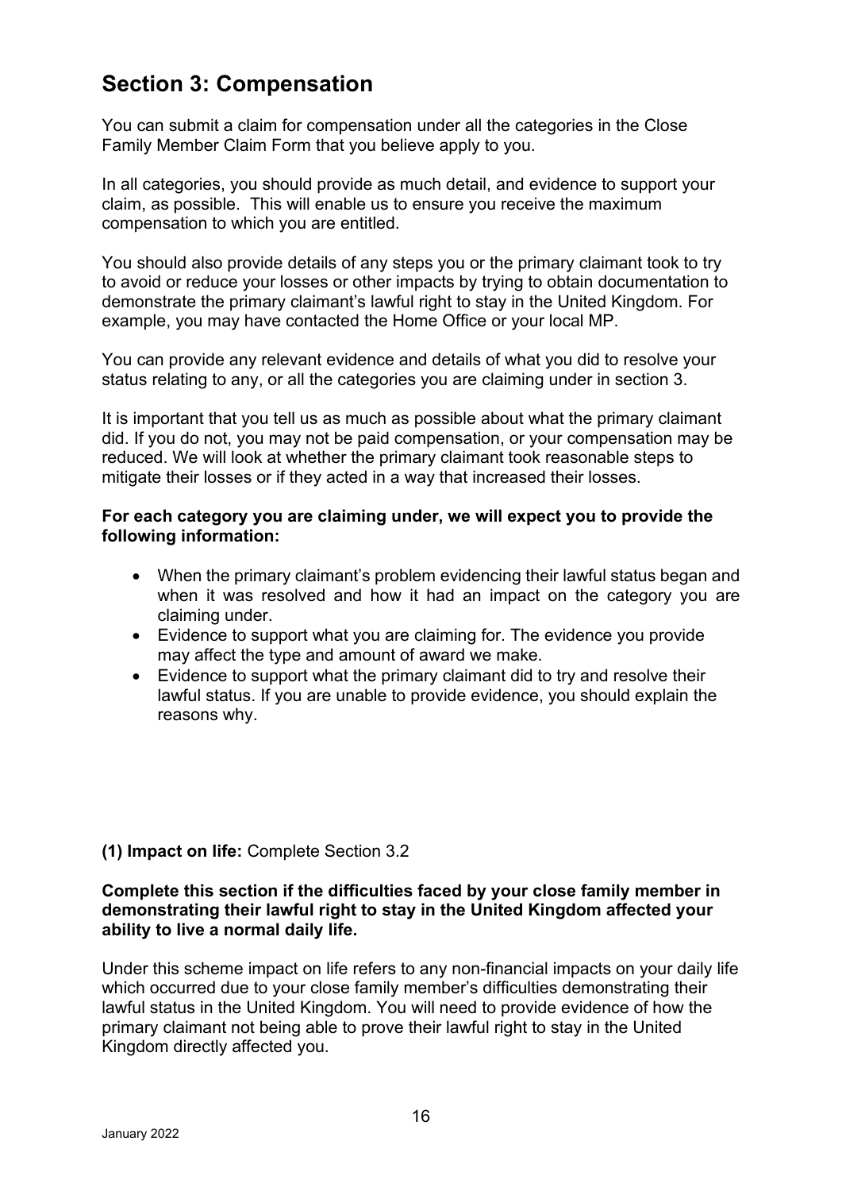## Section 3: Compensation

You can submit a claim for compensation under all the categories in the Close Family Member Claim Form that you believe apply to you.

In all categories, you should provide as much detail, and evidence to support your claim, as possible. This will enable us to ensure you receive the maximum compensation to which you are entitled.

You should also provide details of any steps you or the primary claimant took to try to avoid or reduce your losses or other impacts by trying to obtain documentation to demonstrate the primary claimant's lawful right to stay in the United Kingdom. For example, you may have contacted the Home Office or your local MP.

You can provide any relevant evidence and details of what you did to resolve your status relating to any, or all the categories you are claiming under in section 3.

It is important that you tell us as much as possible about what the primary claimant did. If you do not, you may not be paid compensation, or your compensation may be reduced. We will look at whether the primary claimant took reasonable steps to mitigate their losses or if they acted in a way that increased their losses.

**For each category you are claiming under, we will expect you to provide the following information:**

- When the primary claimant's problem evidencing their lawful status began and when it was resolved and how it had an impact on the category you are claiming under.
- Evidence to support what you are claiming for. The evidence you provide may affect the type and amount of award we make.
- Evidence to support what the primary claimant did to try and resolve their lawful status. If you are unable to provide evidence, you should explain the reasons why.

**(1) Impact on life:** Complete Section 3.2

**Complete this section if the difficulties faced by your close family member in demonstrating their lawful right to stay in the United Kingdom affected your ability to live a normal daily life.**

Under this scheme impact on life refers to any non-financial impacts on your daily life which occurred due to your close family member's difficulties demonstrating their lawful status in the United Kingdom. You will need to provide evidence of how the primary claimant not being able to prove their lawful right to stay in the United Kingdom directly affected you.

January 2022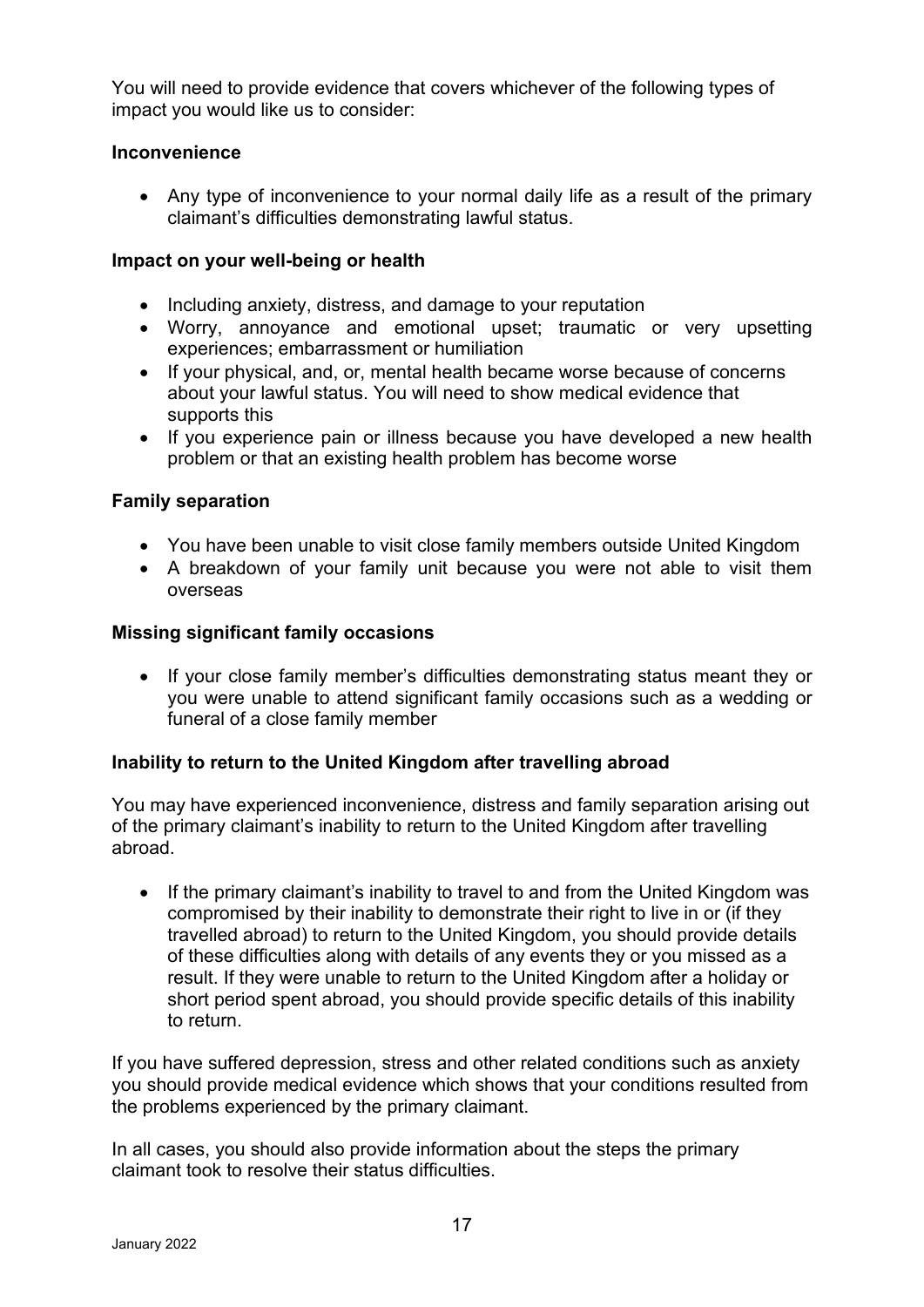You will need to provide evidence that covers whichever of the following types of impact you would like us to consider:

**Inconvenience**

- Any type of inconvenience to your normal daily life as a result of the primary claimant's difficulties demonstrating lawful status.

**Impact on your well-being or health**

- Including anxiety, distress, and damage to your reputation
- Worry, annoyance and emotional upset; traumatic or very upsetting experiences; embarrassment or humiliation
- If your physical, and, or, mental health became worse because of concerns about your lawful status. You will need to show medical evidence that supports this
- If you experience pain or illness because you have developed a new health problem or that an existing health problem has become worse

**Family separation**

- You have been unable to visit close family members outside United Kingdom
- A breakdown of your family unit because you were not able to visit them overseas

**Missing significant family occasions**

- If your close family member's difficulties demonstrating status meant they or you were unable to attend significant family occasions such as a wedding or funeral of a close family member

**Inability to return to the United Kingdom after travelling abroad**

You may have experienced inconvenience, distress and family separation arising out of the primary claimant's inability to return to the United Kingdom after travelling abroad.

- If the primary claimant's inability to travel to and from the United Kingdom was compromised by their inability to demonstrate their right to live in or (if they travelled abroad) to return to the United Kingdom, you should provide details of these difficulties along with details of any events they or you missed as a result. If they were unable to return to the United Kingdom after a holiday or short period spent abroad, you should provide specific details of this inability to return.

If you have suffered depression, stress and other related conditions such as anxiety you should provide medical evidence which shows that your conditions resulted from the problems experienced by the primary claimant.

In all cases, you should also provide information about the steps the primary claimant took to resolve their status difficulties.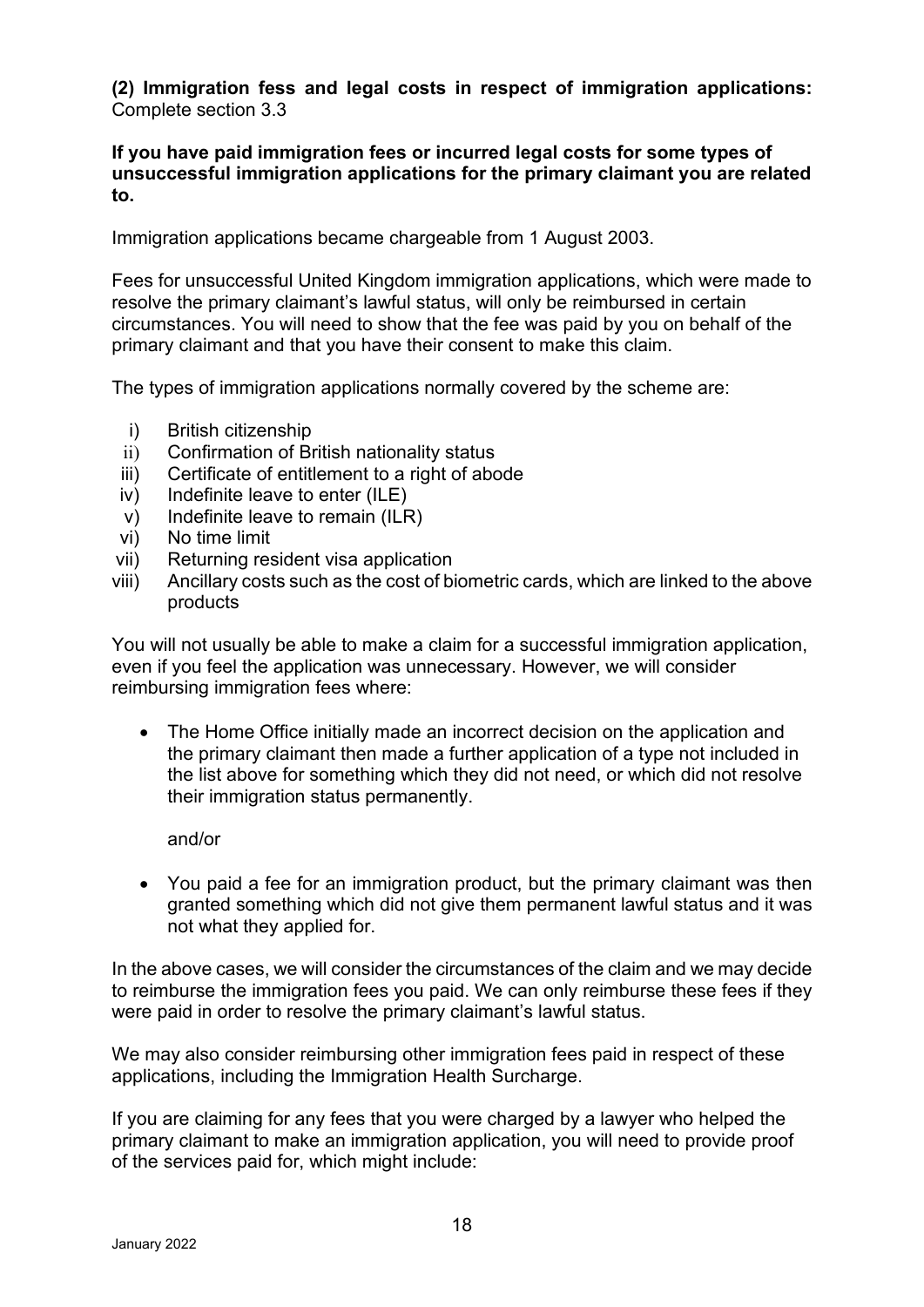**(2) Immigration fess and legal costs in respect of immigration applications:** Complete section 3.3

**If you have paid immigration fees or incurred legal costs for some types of unsuccessful immigration applications for the primary claimant you are related to.**

Immigration applications became chargeable from 1 August 2003.

Fees for unsuccessful United Kingdom immigration applications, which were made to resolve the primary claimant's lawful status, will only be reimbursed in certain circumstances. You will need to show that the fee was paid by you on behalf of the primary claimant and that you have their consent to make this claim.

The types of immigration applications normally covered by the scheme are:

i) British citizenship
ii) Confirmation of British nationality status
iii) Certificate of entitlement to a right of abode
iv) Indefinite leave to enter (ILE)
v) Indefinite leave to remain (ILR)
vi) No time limit
vii) Returning resident visa application
viii) Ancillary costs such as the cost of biometric cards, which are linked to the above products

You will not usually be able to make a claim for a successful immigration application, even if you feel the application was unnecessary. However, we will consider reimbursing immigration fees where:

- The Home Office initially made an incorrect decision on the application and the primary claimant then made a further application of a type not included in the list above for something which they did not need, or which did not resolve their immigration status permanently.

  and/or

- You paid a fee for an immigration product, but the primary claimant was then granted something which did not give them permanent lawful status and it was not what they applied for.

In the above cases, we will consider the circumstances of the claim and we may decide to reimburse the immigration fees you paid. We can only reimburse these fees if they were paid in order to resolve the primary claimant's lawful status.

We may also consider reimbursing other immigration fees paid in respect of these applications, including the Immigration Health Surcharge.

If you are claiming for any fees that you were charged by a lawyer who helped the primary claimant to make an immigration application, you will need to provide proof of the services paid for, which might include: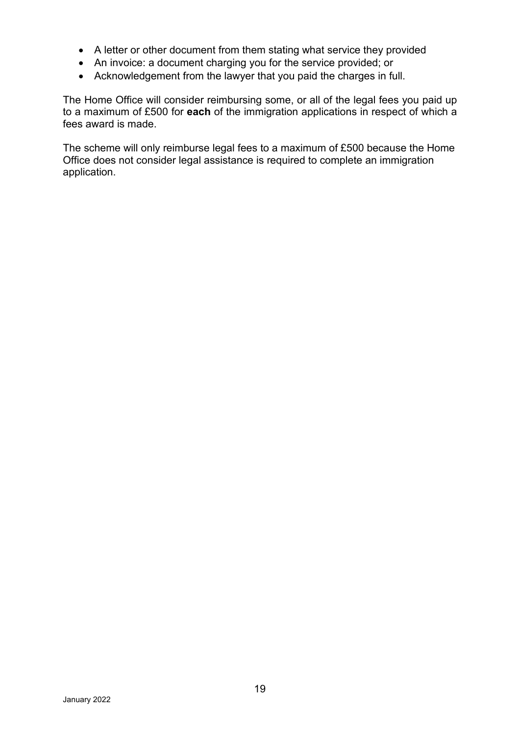- A letter or other document from them stating what service they provided
- An invoice: a document charging you for the service provided; or
- Acknowledgement from the lawyer that you paid the charges in full.

The Home Office will consider reimbursing some, or all of the legal fees you paid up to a maximum of £500 for **each** of the immigration applications in respect of which a fees award is made.

The scheme will only reimburse legal fees to a maximum of £500 because the Home Office does not consider legal assistance is required to complete an immigration application.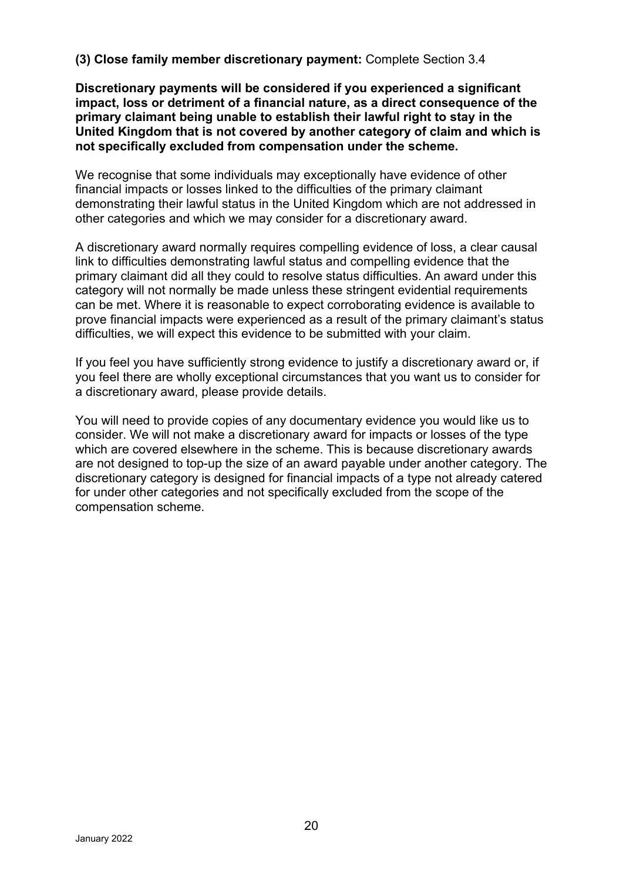**(3) Close family member discretionary payment:** Complete Section 3.4

**Discretionary payments will be considered if you experienced a significant impact, loss or detriment of a financial nature, as a direct consequence of the primary claimant being unable to establish their lawful right to stay in the United Kingdom that is not covered by another category of claim and which is not specifically excluded from compensation under the scheme.**

We recognise that some individuals may exceptionally have evidence of other financial impacts or losses linked to the difficulties of the primary claimant demonstrating their lawful status in the United Kingdom which are not addressed in other categories and which we may consider for a discretionary award.

A discretionary award normally requires compelling evidence of loss, a clear causal link to difficulties demonstrating lawful status and compelling evidence that the primary claimant did all they could to resolve status difficulties. An award under this category will not normally be made unless these stringent evidential requirements can be met. Where it is reasonable to expect corroborating evidence is available to prove financial impacts were experienced as a result of the primary claimant's status difficulties, we will expect this evidence to be submitted with your claim.

If you feel you have sufficiently strong evidence to justify a discretionary award or, if you feel there are wholly exceptional circumstances that you want us to consider for a discretionary award, please provide details.

You will need to provide copies of any documentary evidence you would like us to consider. We will not make a discretionary award for impacts or losses of the type which are covered elsewhere in the scheme. This is because discretionary awards are not designed to top-up the size of an award payable under another category. The discretionary category is designed for financial impacts of a type not already catered for under other categories and not specifically excluded from the scope of the compensation scheme.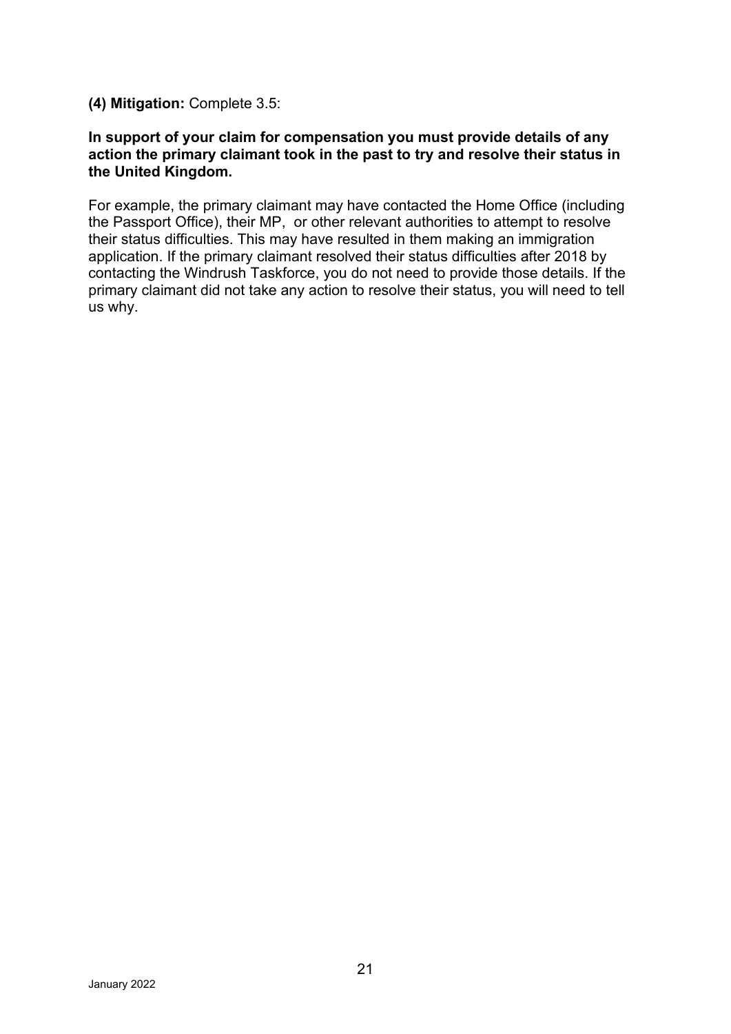**(4) Mitigation:** Complete 3.5:

**In support of your claim for compensation you must provide details of any action the primary claimant took in the past to try and resolve their status in the United Kingdom.**

For example, the primary claimant may have contacted the Home Office (including the Passport Office), their MP, or other relevant authorities to attempt to resolve their status difficulties. This may have resulted in them making an immigration application. If the primary claimant resolved their status difficulties after 2018 by contacting the Windrush Taskforce, you do not need to provide those details. If the primary claimant did not take any action to resolve their status, you will need to tell us why.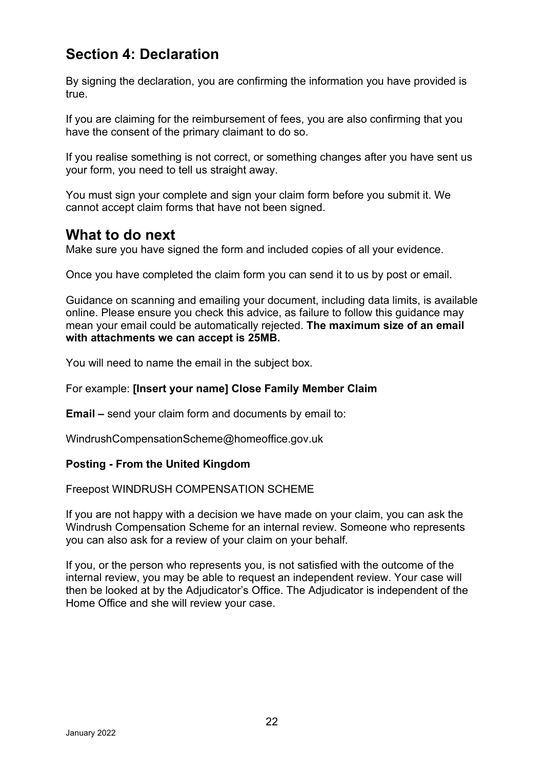## Section 4: Declaration

By signing the declaration, you are confirming the information you have provided is true.

If you are claiming for the reimbursement of fees, you are also confirming that you have the consent of the primary claimant to do so.

If you realise something is not correct, or something changes after you have sent us your form, you need to tell us straight away.

You must sign your complete and sign your claim form before you submit it. We cannot accept claim forms that have not been signed.

## What to do next

Make sure you have signed the form and included copies of all your evidence.

Once you have completed the claim form you can send it to us by post or email.

Guidance on scanning and emailing your document, including data limits, is available online. Please ensure you check this advice, as failure to follow this guidance may mean your email could be automatically rejected. **The maximum size of an email with attachments we can accept is 25MB.**

You will need to name the email in the subject box.

For example: **[Insert your name] Close Family Member Claim**

**Email –** send your claim form and documents by email to:

WindrushCompensationScheme@homeoffice.gov.uk

**Posting - From the United Kingdom**

Freepost WINDRUSH COMPENSATION SCHEME

If you are not happy with a decision we have made on your claim, you can ask the Windrush Compensation Scheme for an internal review. Someone who represents you can also ask for a review of your claim on your behalf.

If you, or the person who represents you, is not satisfied with the outcome of the internal review, you may be able to request an independent review. Your case will then be looked at by the Adjudicator's Office. The Adjudicator is independent of the Home Office and she will review your case.

January 2022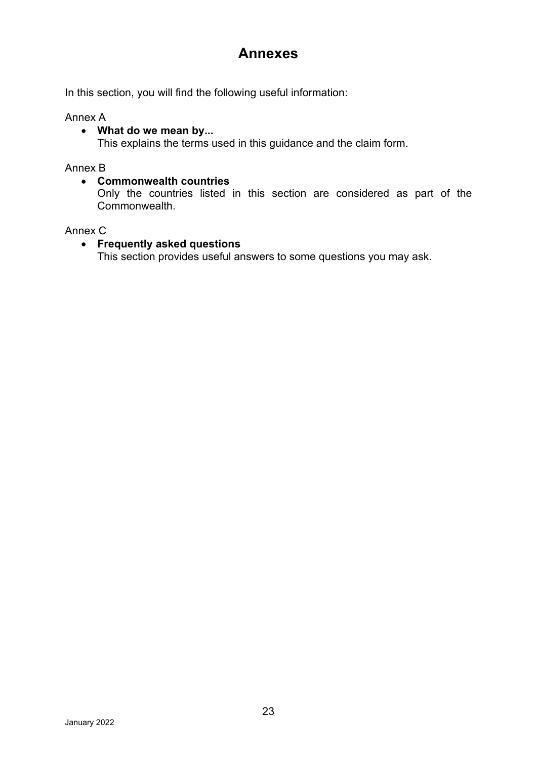# Annexes

In this section, you will find the following useful information:

Annex A

- **What do we mean by...**
  This explains the terms used in this guidance and the claim form.

Annex B

- **Commonwealth countries**
  Only the countries listed in this section are considered as part of the Commonwealth.

Annex C

- **Frequently asked questions**
  This section provides useful answers to some questions you may ask.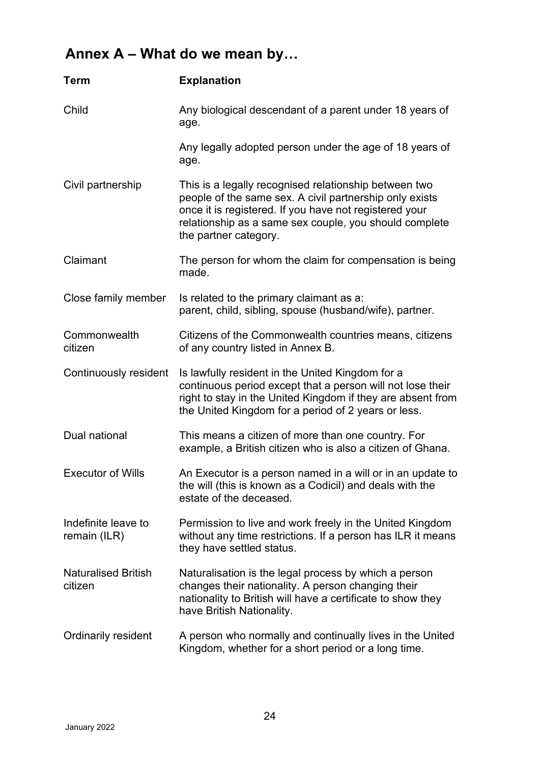# Annex A – What do we mean by…

| Term | Explanation |
| --- | --- |
| Child | Any biological descendant of a parent under 18 years of age.<br><br>Any legally adopted person under the age of 18 years of age. |
| Civil partnership | This is a legally recognised relationship between two people of the same sex. A civil partnership only exists once it is registered. If you have not registered your relationship as a same sex couple, you should complete the partner category. |
| Claimant | The person for whom the claim for compensation is being made. |
| Close family member | Is related to the primary claimant as a: parent, child, sibling, spouse (husband/wife), partner. |
| Commonwealth citizen | Citizens of the Commonwealth countries means, citizens of any country listed in Annex B. |
| Continuously resident | Is lawfully resident in the United Kingdom for a continuous period except that a person will not lose their right to stay in the United Kingdom if they are absent from the United Kingdom for a period of 2 years or less. |
| Dual national | This means a citizen of more than one country. For example, a British citizen who is also a citizen of Ghana. |
| Executor of Wills | An Executor is a person named in a will or in an update to the will (this is known as a Codicil) and deals with the estate of the deceased. |
| Indefinite leave to remain (ILR) | Permission to live and work freely in the United Kingdom without any time restrictions. If a person has ILR it means they have settled status. |
| Naturalised British citizen | Naturalisation is the legal process by which a person changes their nationality. A person changing their nationality to British will have a certificate to show they have British Nationality. |
| Ordinarily resident | A person who normally and continually lives in the United Kingdom, whether for a short period or a long time. |

January 2022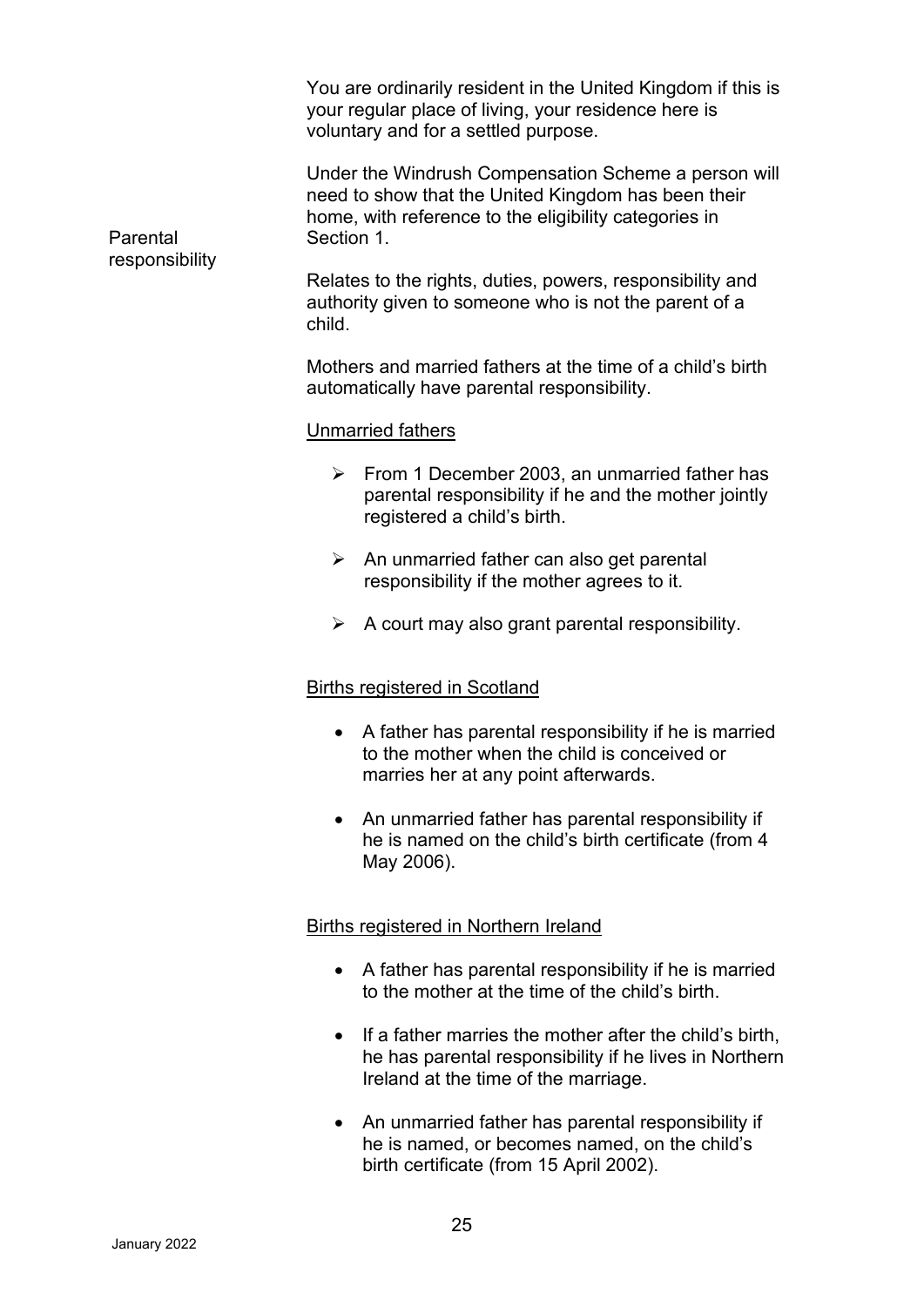You are ordinarily resident in the United Kingdom if this is your regular place of living, your residence here is voluntary and for a settled purpose.

Under the Windrush Compensation Scheme a person will need to show that the United Kingdom has been their home, with reference to the eligibility categories in Section 1.

**Parental responsibility**

Relates to the rights, duties, powers, responsibility and authority given to someone who is not the parent of a child.

Mothers and married fathers at the time of a child's birth automatically have parental responsibility.

Unmarried fathers

- From 1 December 2003, an unmarried father has parental responsibility if he and the mother jointly registered a child's birth.
- An unmarried father can also get parental responsibility if the mother agrees to it.
- A court may also grant parental responsibility.

Births registered in Scotland

- A father has parental responsibility if he is married to the mother when the child is conceived or marries her at any point afterwards.
- An unmarried father has parental responsibility if he is named on the child's birth certificate (from 4 May 2006).

Births registered in Northern Ireland

- A father has parental responsibility if he is married to the mother at the time of the child's birth.
- If a father marries the mother after the child's birth, he has parental responsibility if he lives in Northern Ireland at the time of the marriage.
- An unmarried father has parental responsibility if he is named, or becomes named, on the child's birth certificate (from 15 April 2002).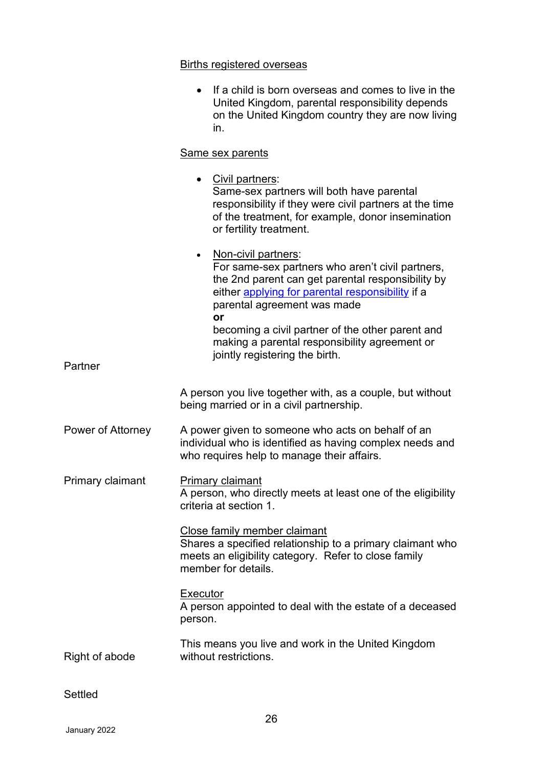Births registered overseas

- If a child is born overseas and comes to live in the United Kingdom, parental responsibility depends on the United Kingdom country they are now living in.

Same sex parents

- Civil partners:
  Same-sex partners will both have parental responsibility if they were civil partners at the time of the treatment, for example, donor insemination or fertility treatment.

- Non-civil partners:
  For same-sex partners who aren't civil partners, the 2nd parent can get parental responsibility by either applying for parental responsibility if a parental agreement was made
  **or**
  becoming a civil partner of the other parent and making a parental responsibility agreement or jointly registering the birth.

| | |
|---|---|
| Partner | A person you live together with, as a couple, but without being married or in a civil partnership. |
| Power of Attorney | A power given to someone who acts on behalf of an individual who is identified as having complex needs and who requires help to manage their affairs. |
| Primary claimant | Primary claimant<br>A person, who directly meets at least one of the eligibility criteria at section 1.<br><br>Close family member claimant<br>Shares a specified relationship to a primary claimant who meets an eligibility category. Refer to close family member for details.<br><br>Executor<br>A person appointed to deal with the estate of a deceased person. |
| Right of abode | This means you live and work in the United Kingdom without restrictions. |
| Settled | |

January 2022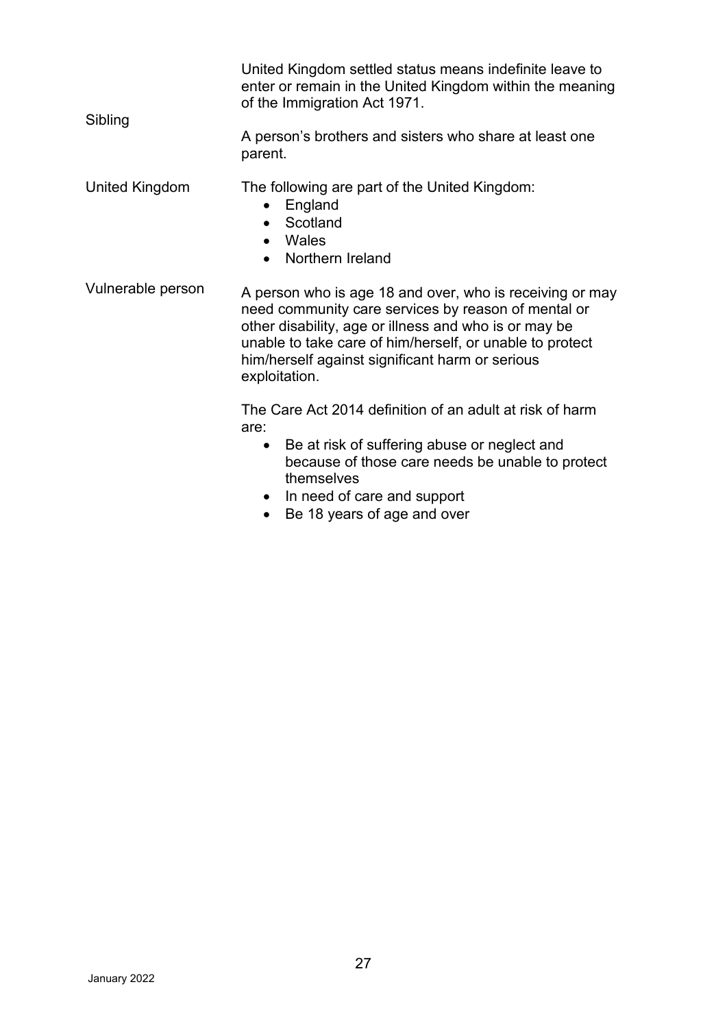| | |
|---|---|
| | United Kingdom settled status means indefinite leave to enter or remain in the United Kingdom within the meaning of the Immigration Act 1971. |
| Sibling | A person's brothers and sisters who share at least one parent. |
| United Kingdom | The following are part of the United Kingdom:<br>• England<br>• Scotland<br>• Wales<br>• Northern Ireland |
| Vulnerable person | A person who is age 18 and over, who is receiving or may need community care services by reason of mental or other disability, age or illness and who is or may be unable to take care of him/herself, or unable to protect him/herself against significant harm or serious exploitation.<br><br>The Care Act 2014 definition of an adult at risk of harm are:<br>• Be at risk of suffering abuse or neglect and because of those care needs be unable to protect themselves<br>• In need of care and support<br>• Be 18 years of age and over |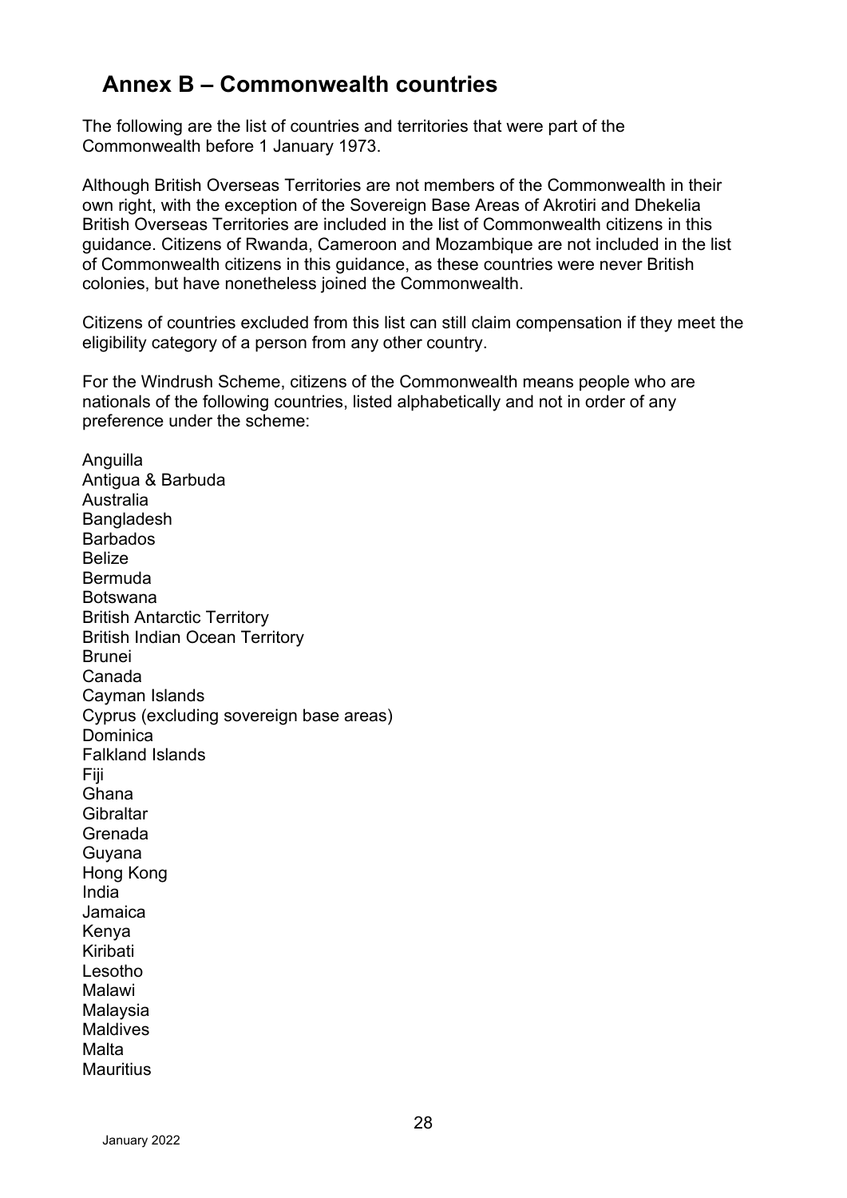# Annex B – Commonwealth countries

The following are the list of countries and territories that were part of the Commonwealth before 1 January 1973.

Although British Overseas Territories are not members of the Commonwealth in their own right, with the exception of the Sovereign Base Areas of Akrotiri and Dhekelia British Overseas Territories are included in the list of Commonwealth citizens in this guidance. Citizens of Rwanda, Cameroon and Mozambique are not included in the list of Commonwealth citizens in this guidance, as these countries were never British colonies, but have nonetheless joined the Commonwealth.

Citizens of countries excluded from this list can still claim compensation if they meet the eligibility category of a person from any other country.

For the Windrush Scheme, citizens of the Commonwealth means people who are nationals of the following countries, listed alphabetically and not in order of any preference under the scheme:

Anguilla
Antigua & Barbuda
Australia
Bangladesh
Barbados
Belize
Bermuda
Botswana
British Antarctic Territory
British Indian Ocean Territory
Brunei
Canada
Cayman Islands
Cyprus (excluding sovereign base areas)
Dominica
Falkland Islands
Fiji
Ghana
Gibraltar
Grenada
Guyana
Hong Kong
India
Jamaica
Kenya
Kiribati
Lesotho
Malawi
Malaysia
Maldives
Malta
Mauritius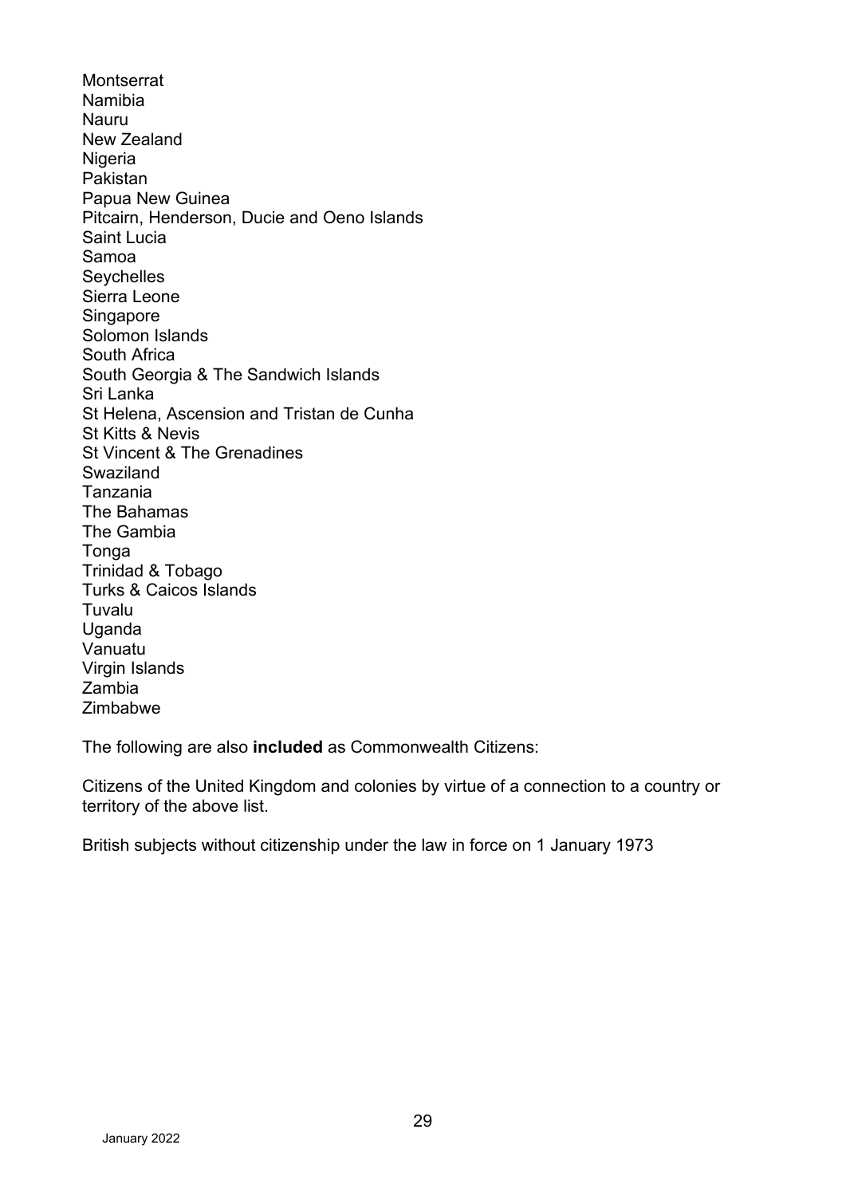Montserrat
Namibia
Nauru
New Zealand
Nigeria
Pakistan
Papua New Guinea
Pitcairn, Henderson, Ducie and Oeno Islands
Saint Lucia
Samoa
Seychelles
Sierra Leone
Singapore
Solomon Islands
South Africa
South Georgia & The Sandwich Islands
Sri Lanka
St Helena, Ascension and Tristan de Cunha
St Kitts & Nevis
St Vincent & The Grenadines
Swaziland
Tanzania
The Bahamas
The Gambia
Tonga
Trinidad & Tobago
Turks & Caicos Islands
Tuvalu
Uganda
Vanuatu
Virgin Islands
Zambia
Zimbabwe

The following are also **included** as Commonwealth Citizens:

Citizens of the United Kingdom and colonies by virtue of a connection to a country or territory of the above list.

British subjects without citizenship under the law in force on 1 January 1973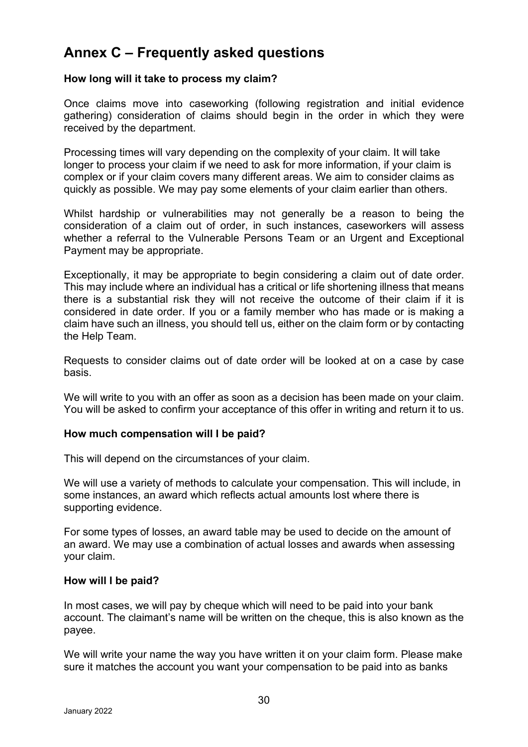## Annex C – Frequently asked questions

**How long will it take to process my claim?**

Once claims move into caseworking (following registration and initial evidence gathering) consideration of claims should begin in the order in which they were received by the department.

Processing times will vary depending on the complexity of your claim. It will take longer to process your claim if we need to ask for more information, if your claim is complex or if your claim covers many different areas. We aim to consider claims as quickly as possible. We may pay some elements of your claim earlier than others.

Whilst hardship or vulnerabilities may not generally be a reason to being the consideration of a claim out of order, in such instances, caseworkers will assess whether a referral to the Vulnerable Persons Team or an Urgent and Exceptional Payment may be appropriate.

Exceptionally, it may be appropriate to begin considering a claim out of date order. This may include where an individual has a critical or life shortening illness that means there is a substantial risk they will not receive the outcome of their claim if it is considered in date order. If you or a family member who has made or is making a claim have such an illness, you should tell us, either on the claim form or by contacting the Help Team.

Requests to consider claims out of date order will be looked at on a case by case basis.

We will write to you with an offer as soon as a decision has been made on your claim. You will be asked to confirm your acceptance of this offer in writing and return it to us.

**How much compensation will I be paid?**

This will depend on the circumstances of your claim.

We will use a variety of methods to calculate your compensation. This will include, in some instances, an award which reflects actual amounts lost where there is supporting evidence.

For some types of losses, an award table may be used to decide on the amount of an award. We may use a combination of actual losses and awards when assessing your claim.

**How will I be paid?**

In most cases, we will pay by cheque which will need to be paid into your bank account. The claimant's name will be written on the cheque, this is also known as the payee.

We will write your name the way you have written it on your claim form. Please make sure it matches the account you want your compensation to be paid into as banks

January 2022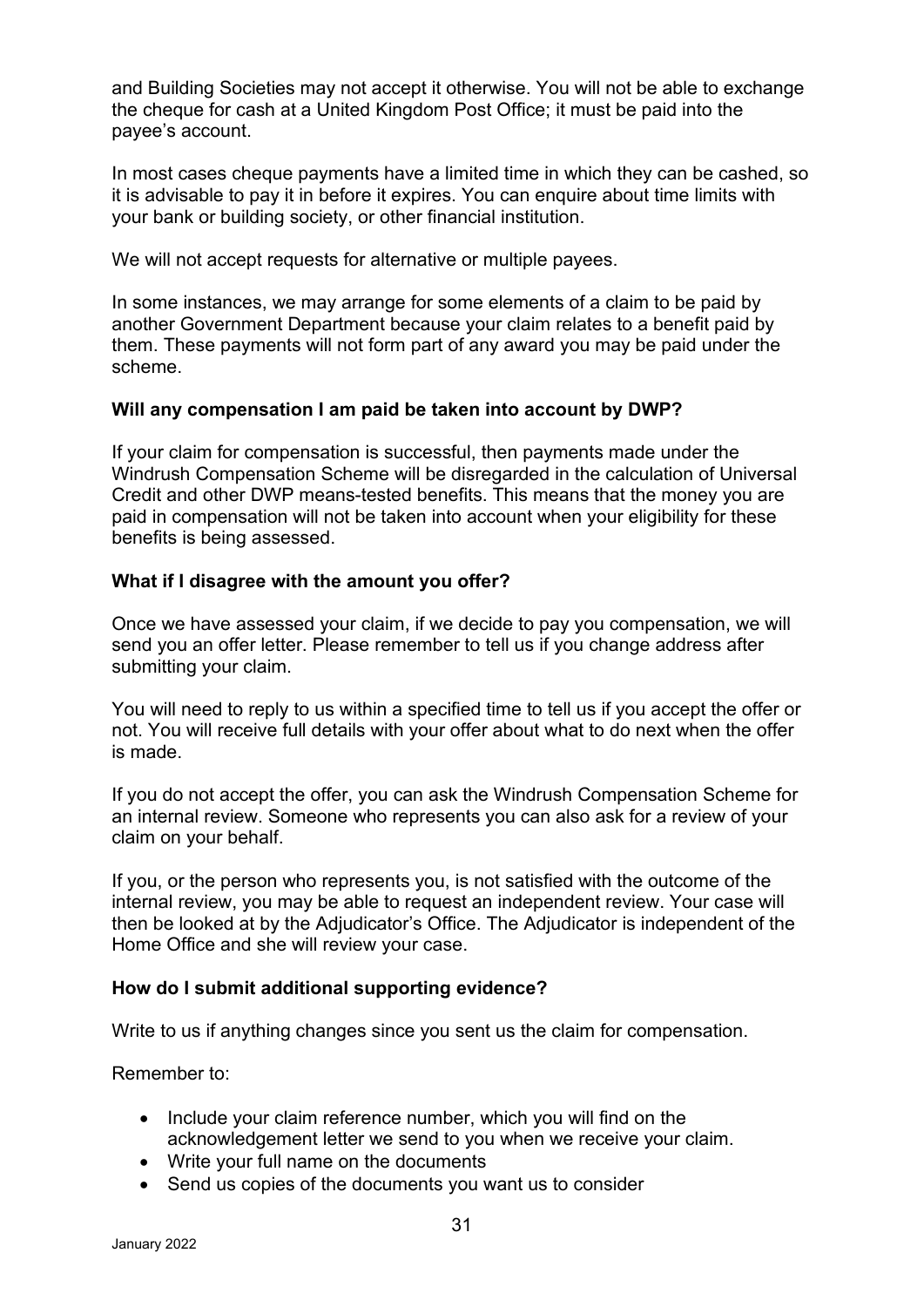and Building Societies may not accept it otherwise. You will not be able to exchange the cheque for cash at a United Kingdom Post Office; it must be paid into the payee's account.

In most cases cheque payments have a limited time in which they can be cashed, so it is advisable to pay it in before it expires. You can enquire about time limits with your bank or building society, or other financial institution.

We will not accept requests for alternative or multiple payees.

In some instances, we may arrange for some elements of a claim to be paid by another Government Department because your claim relates to a benefit paid by them. These payments will not form part of any award you may be paid under the scheme.

**Will any compensation I am paid be taken into account by DWP?**

If your claim for compensation is successful, then payments made under the Windrush Compensation Scheme will be disregarded in the calculation of Universal Credit and other DWP means-tested benefits. This means that the money you are paid in compensation will not be taken into account when your eligibility for these benefits is being assessed.

**What if I disagree with the amount you offer?**

Once we have assessed your claim, if we decide to pay you compensation, we will send you an offer letter. Please remember to tell us if you change address after submitting your claim.

You will need to reply to us within a specified time to tell us if you accept the offer or not. You will receive full details with your offer about what to do next when the offer is made.

If you do not accept the offer, you can ask the Windrush Compensation Scheme for an internal review. Someone who represents you can also ask for a review of your claim on your behalf.

If you, or the person who represents you, is not satisfied with the outcome of the internal review, you may be able to request an independent review. Your case will then be looked at by the Adjudicator's Office. The Adjudicator is independent of the Home Office and she will review your case.

**How do I submit additional supporting evidence?**

Write to us if anything changes since you sent us the claim for compensation.

Remember to:

- Include your claim reference number, which you will find on the acknowledgement letter we send to you when we receive your claim.
- Write your full name on the documents
- Send us copies of the documents you want us to consider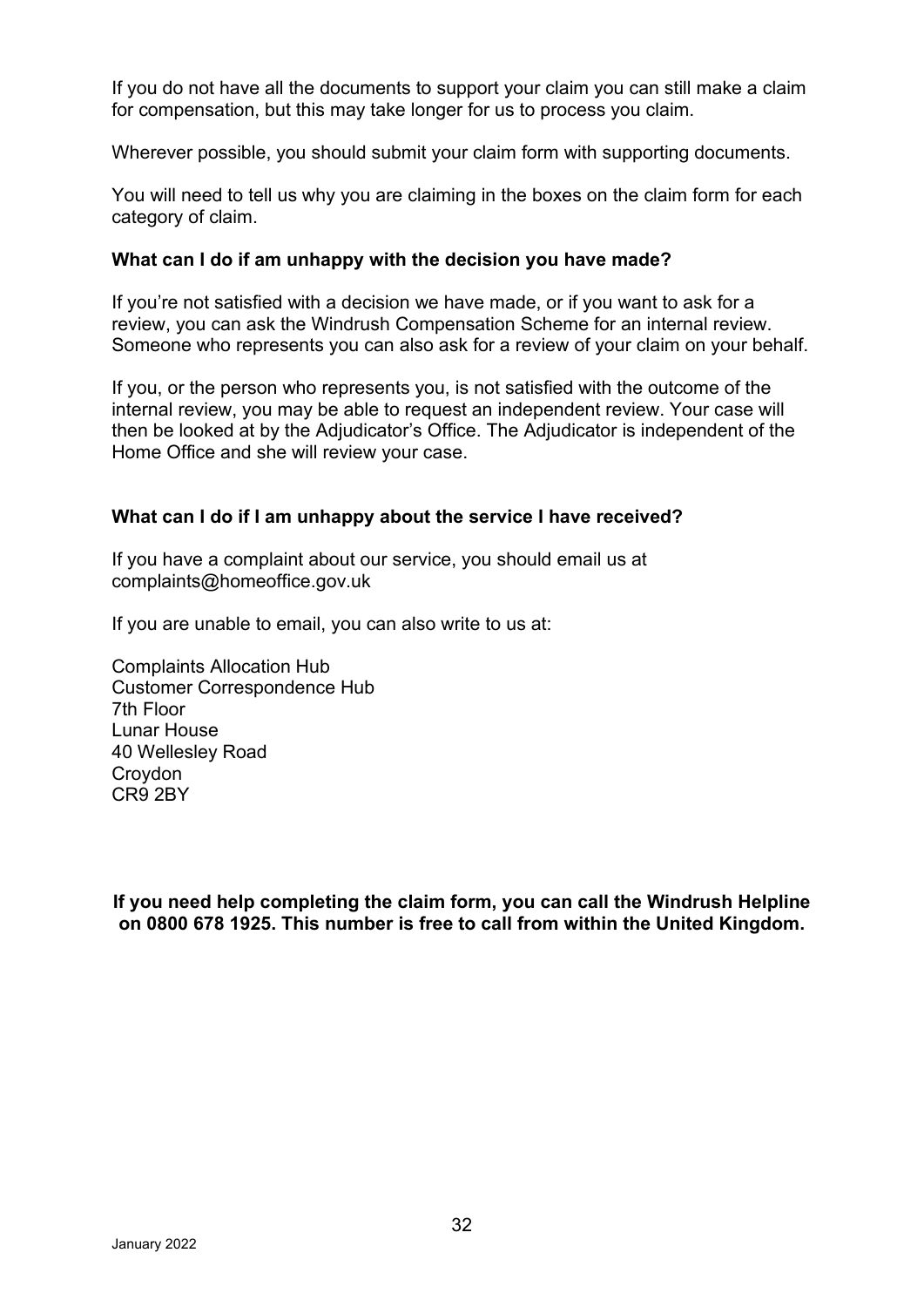If you do not have all the documents to support your claim you can still make a claim for compensation, but this may take longer for us to process you claim.

Wherever possible, you should submit your claim form with supporting documents.

You will need to tell us why you are claiming in the boxes on the claim form for each category of claim.

**What can I do if am unhappy with the decision you have made?**

If you're not satisfied with a decision we have made, or if you want to ask for a review, you can ask the Windrush Compensation Scheme for an internal review. Someone who represents you can also ask for a review of your claim on your behalf.

If you, or the person who represents you, is not satisfied with the outcome of the internal review, you may be able to request an independent review. Your case will then be looked at by the Adjudicator's Office. The Adjudicator is independent of the Home Office and she will review your case.

**What can I do if I am unhappy about the service I have received?**

If you have a complaint about our service, you should email us at complaints@homeoffice.gov.uk

If you are unable to email, you can also write to us at:

Complaints Allocation Hub  
Customer Correspondence Hub  
7th Floor  
Lunar House  
40 Wellesley Road  
Croydon  
CR9 2BY

**If you need help completing the claim form, you can call the Windrush Helpline on 0800 678 1925. This number is free to call from within the United Kingdom.**